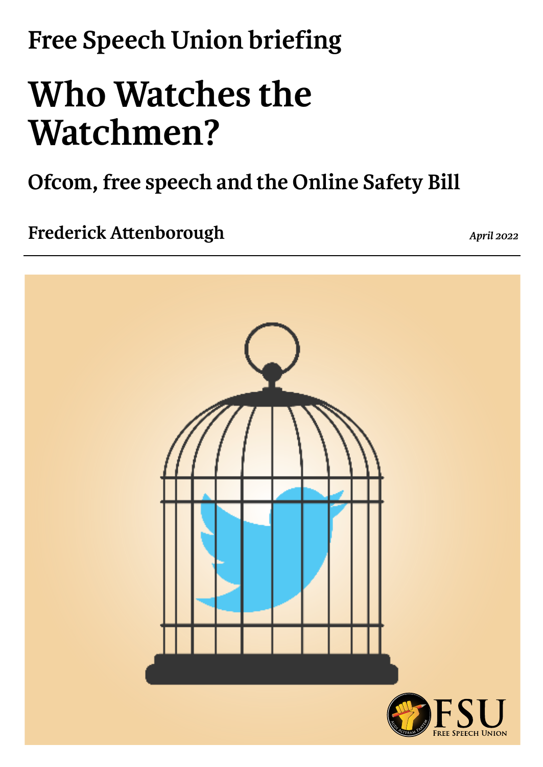Free Speech Union briefing

# Who Watches the Watchmen?

## Ofcom, free speech and the Online Safety Bill

**Frederick Attenborough**

*April 2022*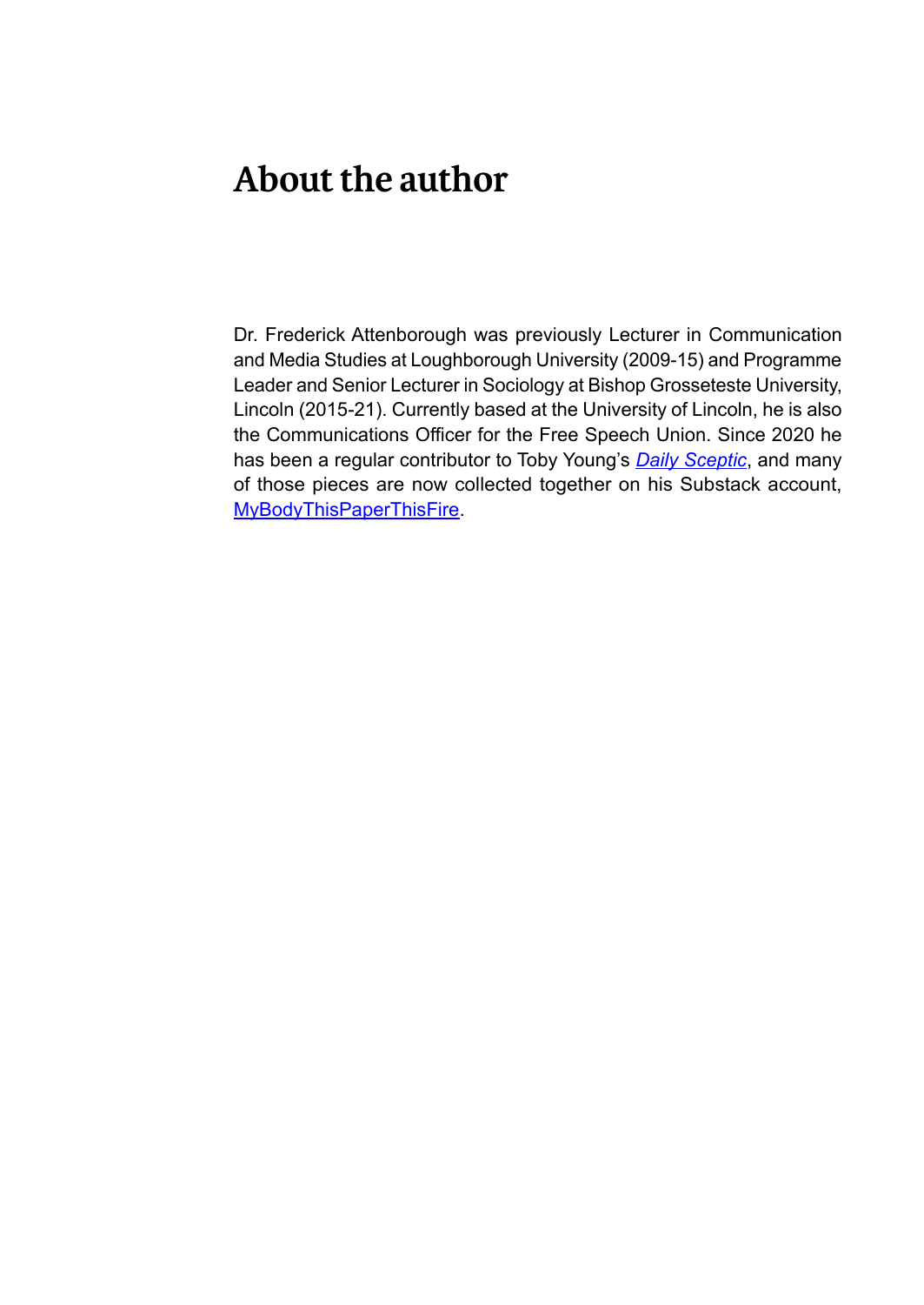# About the author

Dr. Frederick Attenborough was previously Lecturer in Communication and Media Studies at Loughborough University (2009-15) and Programme Leader and Senior Lecturer in Sociology at Bishop Grosseteste University, Lincoln (2015-21). Currently based at the University of Lincoln, he is also the Communications Officer for the Free Speech Union. Since 2020 he has been a regular contributor to Toby Young's *Daily Sceptic*, and many of those pieces are now collected together on his Substack account, MyBodyThisPaperThisFire.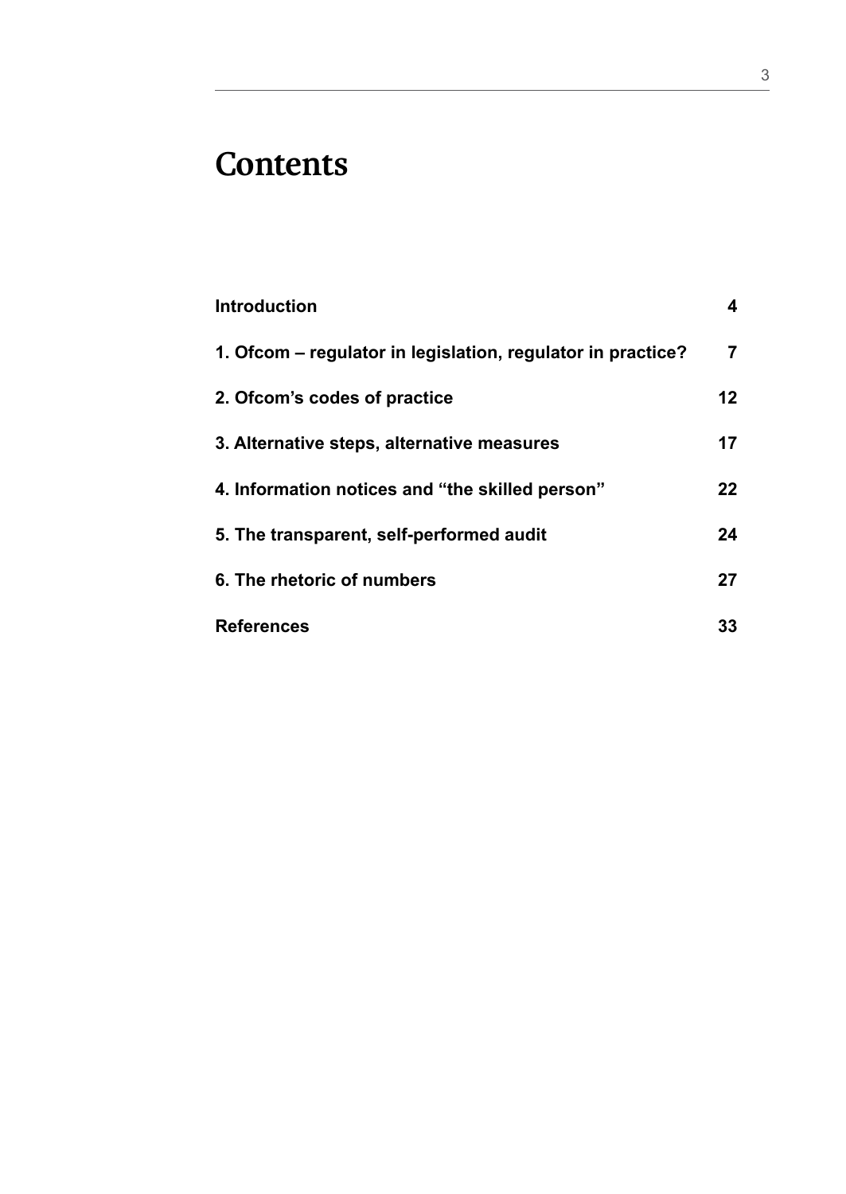# Contents

| | |
|---|---|
| **Introduction** | **4** |
| **1. Ofcom – regulator in legislation, regulator in practice?** | **7** |
| **2. Ofcom's codes of practice** | **12** |
| **3. Alternative steps, alternative measures** | **17** |
| **4. Information notices and "the skilled person"** | **22** |
| **5. The transparent, self-performed audit** | **24** |
| **6. The rhetoric of numbers** | **27** |
| **References** | **33** |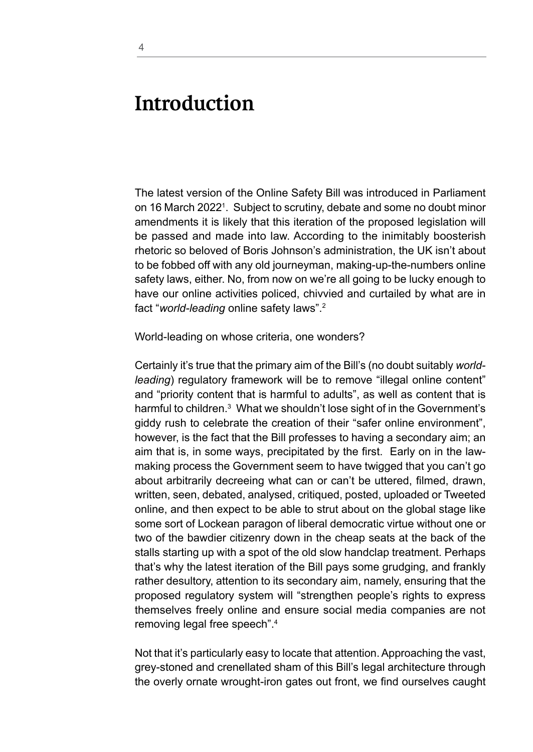# Introduction

The latest version of the Online Safety Bill was introduced in Parliament on 16 March 2022[1]. Subject to scrutiny, debate and some no doubt minor amendments it is likely that this iteration of the proposed legislation will be passed and made into law. According to the inimitably boosterish rhetoric so beloved of Boris Johnson's administration, the UK isn't about to be fobbed off with any old journeyman, making-up-the-numbers online safety laws, either. No, from now on we're all going to be lucky enough to have our online activities policed, chivvied and curtailed by what are in fact "*world-leading* online safety laws".[2]

World-leading on whose criteria, one wonders?

Certainly it's true that the primary aim of the Bill's (no doubt suitably *world-leading*) regulatory framework will be to remove "illegal online content" and "priority content that is harmful to adults", as well as content that is harmful to children.[3] What we shouldn't lose sight of in the Government's giddy rush to celebrate the creation of their "safer online environment", however, is the fact that the Bill professes to having a secondary aim; an aim that is, in some ways, precipitated by the first. Early on in the law-making process the Government seem to have twigged that you can't go about arbitrarily decreeing what can or can't be uttered, filmed, drawn, written, seen, debated, analysed, critiqued, posted, uploaded or Tweeted online, and then expect to be able to strut about on the global stage like some sort of Lockean paragon of liberal democratic virtue without one or two of the bawdier citizenry down in the cheap seats at the back of the stalls starting up with a spot of the old slow handclap treatment. Perhaps that's why the latest iteration of the Bill pays some grudging, and frankly rather desultory, attention to its secondary aim, namely, ensuring that the proposed regulatory system will "strengthen people's rights to express themselves freely online and ensure social media companies are not removing legal free speech".[4]

Not that it's particularly easy to locate that attention. Approaching the vast, grey-stoned and crenellated sham of this Bill's legal architecture through the overly ornate wrought-iron gates out front, we find ourselves caught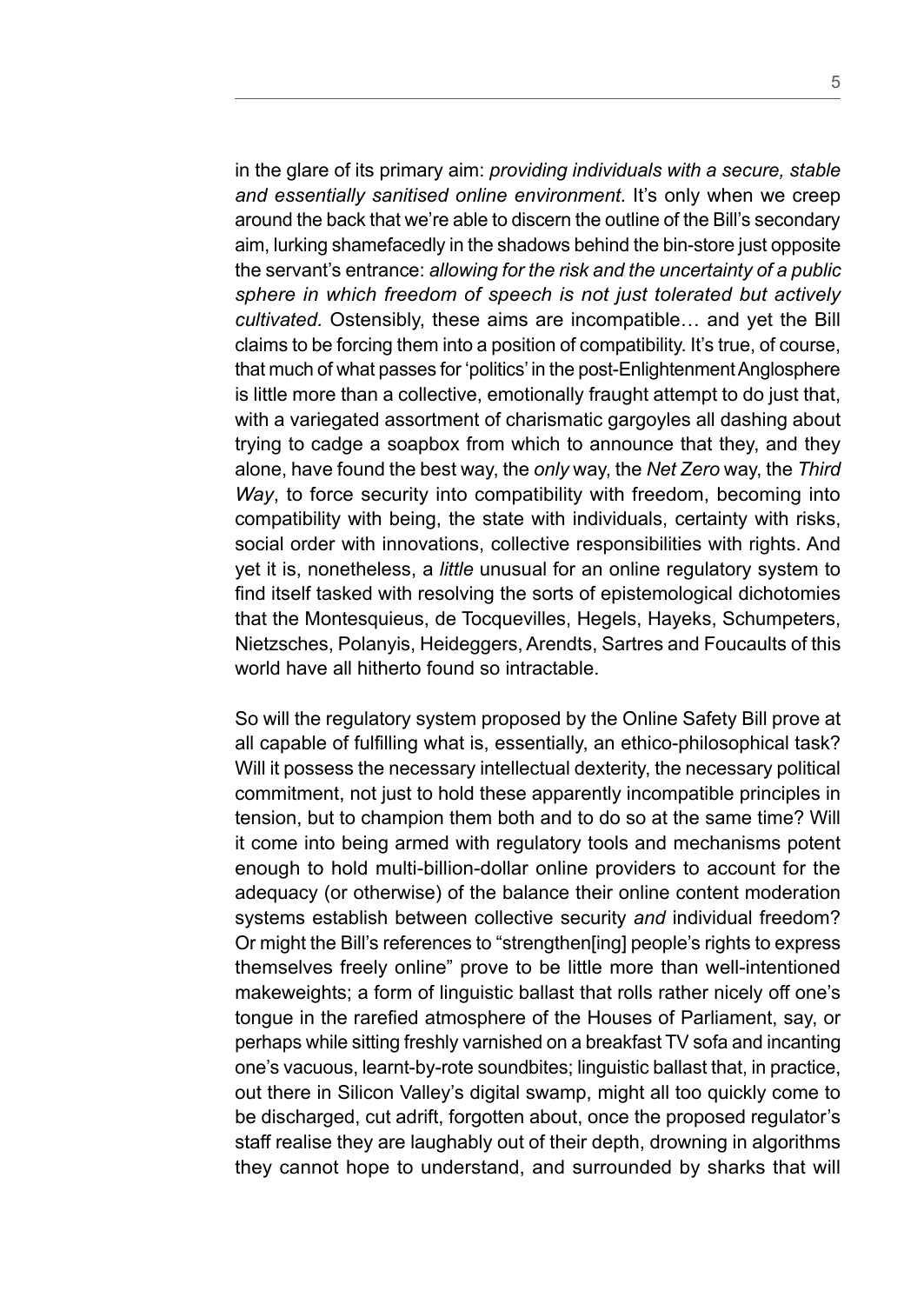in the glare of its primary aim: *providing individuals with a secure, stable and essentially sanitised online environment*. It's only when we creep around the back that we're able to discern the outline of the Bill's secondary aim, lurking shamefacedly in the shadows behind the bin-store just opposite the servant's entrance: *allowing for the risk and the uncertainty of a public sphere in which freedom of speech is not just tolerated but actively cultivated.* Ostensibly, these aims are incompatible… and yet the Bill claims to be forcing them into a position of compatibility. It's true, of course, that much of what passes for 'politics' in the post-Enlightenment Anglosphere is little more than a collective, emotionally fraught attempt to do just that, with a variegated assortment of charismatic gargoyles all dashing about trying to cadge a soapbox from which to announce that they, and they alone, have found the best way, the *only* way, the *Net Zero* way, the *Third Way*, to force security into compatibility with freedom, becoming into compatibility with being, the state with individuals, certainty with risks, social order with innovations, collective responsibilities with rights. And yet it is, nonetheless, a *little* unusual for an online regulatory system to find itself tasked with resolving the sorts of epistemological dichotomies that the Montesquieus, de Tocquevilles, Hegels, Hayeks, Schumpeters, Nietzsches, Polanyis, Heideggers, Arendts, Sartres and Foucaults of this world have all hitherto found so intractable.

So will the regulatory system proposed by the Online Safety Bill prove at all capable of fulfilling what is, essentially, an ethico-philosophical task? Will it possess the necessary intellectual dexterity, the necessary political commitment, not just to hold these apparently incompatible principles in tension, but to champion them both and to do so at the same time? Will it come into being armed with regulatory tools and mechanisms potent enough to hold multi-billion-dollar online providers to account for the adequacy (or otherwise) of the balance their online content moderation systems establish between collective security *and* individual freedom? Or might the Bill's references to "strengthen[ing] people's rights to express themselves freely online" prove to be little more than well-intentioned makeweights; a form of linguistic ballast that rolls rather nicely off one's tongue in the rarefied atmosphere of the Houses of Parliament, say, or perhaps while sitting freshly varnished on a breakfast TV sofa and incanting one's vacuous, learnt-by-rote soundbites; linguistic ballast that, in practice, out there in Silicon Valley's digital swamp, might all too quickly come to be discharged, cut adrift, forgotten about, once the proposed regulator's staff realise they are laughably out of their depth, drowning in algorithms they cannot hope to understand, and surrounded by sharks that will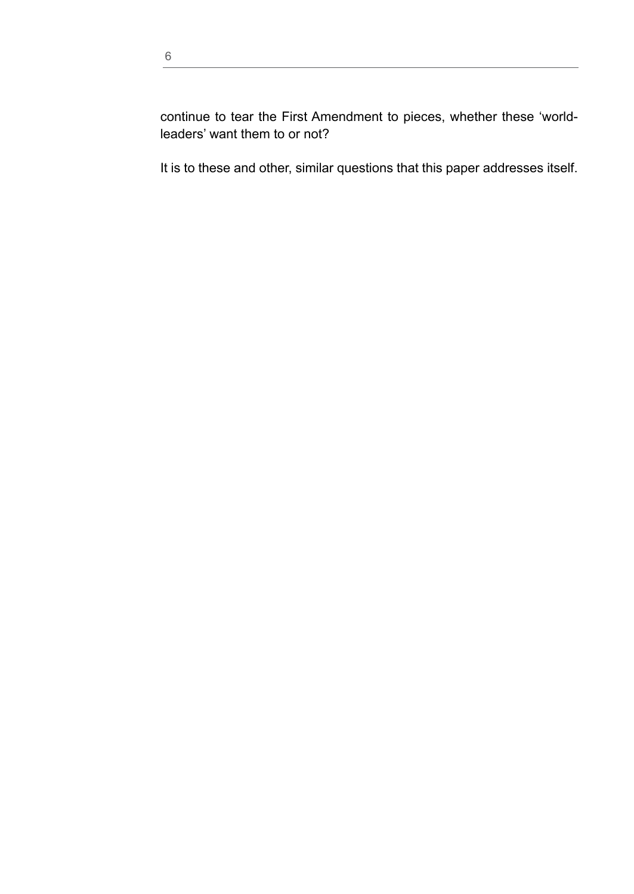continue to tear the First Amendment to pieces, whether these 'world-leaders' want them to or not?

It is to these and other, similar questions that this paper addresses itself.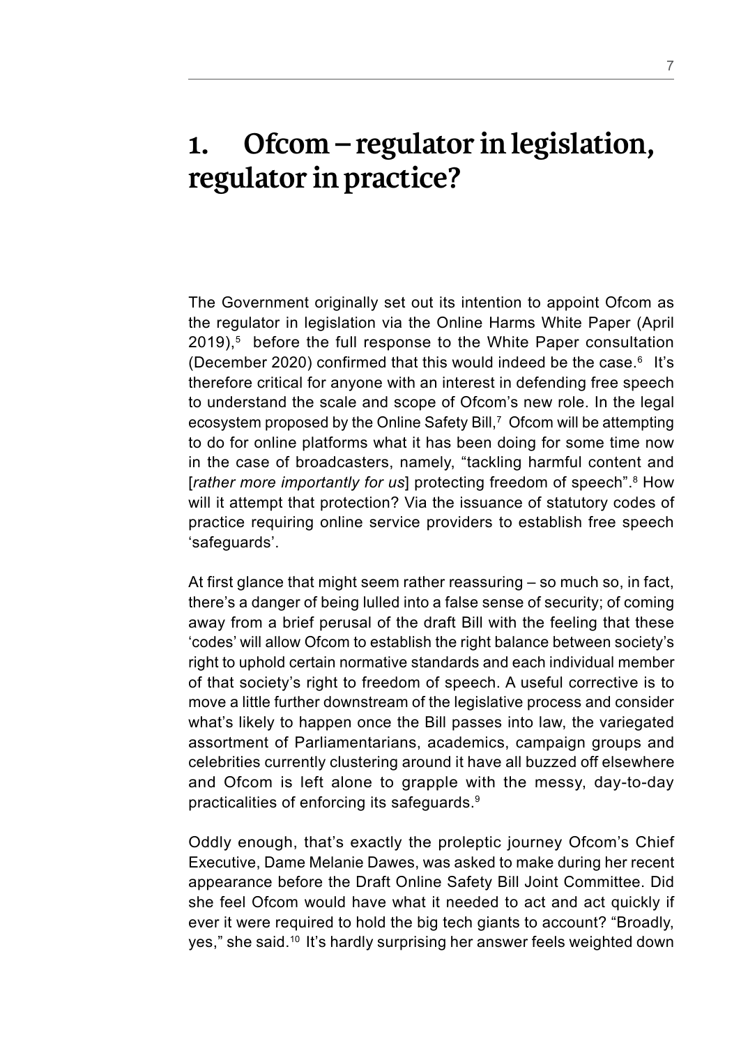# 1. Ofcom – regulator in legislation, regulator in practice?

The Government originally set out its intention to appoint Ofcom as the regulator in legislation via the Online Harms White Paper (April 2019),[5] before the full response to the White Paper consultation (December 2020) confirmed that this would indeed be the case.[6] It's therefore critical for anyone with an interest in defending free speech to understand the scale and scope of Ofcom's new role. In the legal ecosystem proposed by the Online Safety Bill,[7] Ofcom will be attempting to do for online platforms what it has been doing for some time now in the case of broadcasters, namely, "tackling harmful content and [*rather more importantly for us*] protecting freedom of speech".[8] How will it attempt that protection? Via the issuance of statutory codes of practice requiring online service providers to establish free speech 'safeguards'.

At first glance that might seem rather reassuring – so much so, in fact, there's a danger of being lulled into a false sense of security; of coming away from a brief perusal of the draft Bill with the feeling that these 'codes' will allow Ofcom to establish the right balance between society's right to uphold certain normative standards and each individual member of that society's right to freedom of speech. A useful corrective is to move a little further downstream of the legislative process and consider what's likely to happen once the Bill passes into law, the variegated assortment of Parliamentarians, academics, campaign groups and celebrities currently clustering around it have all buzzed off elsewhere and Ofcom is left alone to grapple with the messy, day-to-day practicalities of enforcing its safeguards.[9]

Oddly enough, that's exactly the proleptic journey Ofcom's Chief Executive, Dame Melanie Dawes, was asked to make during her recent appearance before the Draft Online Safety Bill Joint Committee. Did she feel Ofcom would have what it needed to act and act quickly if ever it were required to hold the big tech giants to account? "Broadly, yes," she said.[10] It's hardly surprising her answer feels weighted down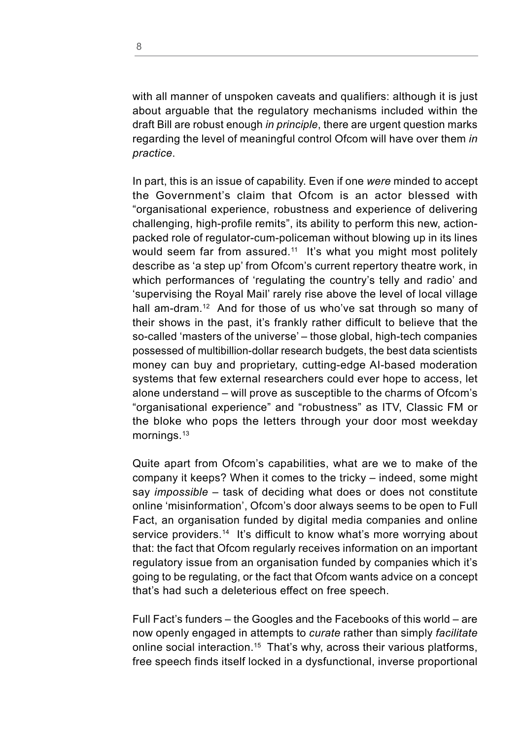with all manner of unspoken caveats and qualifiers: although it is just about arguable that the regulatory mechanisms included within the draft Bill are robust enough *in principle*, there are urgent question marks regarding the level of meaningful control Ofcom will have over them *in practice*.

In part, this is an issue of capability. Even if one *were* minded to accept the Government's claim that Ofcom is an actor blessed with "organisational experience, robustness and experience of delivering challenging, high-profile remits", its ability to perform this new, action-packed role of regulator-cum-policeman without blowing up in its lines would seem far from assured.[11] It's what you might most politely describe as 'a step up' from Ofcom's current repertory theatre work, in which performances of 'regulating the country's telly and radio' and 'supervising the Royal Mail' rarely rise above the level of local village hall am-dram.[12] And for those of us who've sat through so many of their shows in the past, it's frankly rather difficult to believe that the so-called 'masters of the universe' – those global, high-tech companies possessed of multibillion-dollar research budgets, the best data scientists money can buy and proprietary, cutting-edge AI-based moderation systems that few external researchers could ever hope to access, let alone understand – will prove as susceptible to the charms of Ofcom's "organisational experience" and "robustness" as ITV, Classic FM or the bloke who pops the letters through your door most weekday mornings.[13]

Quite apart from Ofcom's capabilities, what are we to make of the company it keeps? When it comes to the tricky – indeed, some might say *impossible* – task of deciding what does or does not constitute online 'misinformation', Ofcom's door always seems to be open to Full Fact, an organisation funded by digital media companies and online service providers.[14] It's difficult to know what's more worrying about that: the fact that Ofcom regularly receives information on an important regulatory issue from an organisation funded by companies which it's going to be regulating, or the fact that Ofcom wants advice on a concept that's had such a deleterious effect on free speech.

Full Fact's funders – the Googles and the Facebooks of this world – are now openly engaged in attempts to *curate* rather than simply *facilitate* online social interaction.[15] That's why, across their various platforms, free speech finds itself locked in a dysfunctional, inverse proportional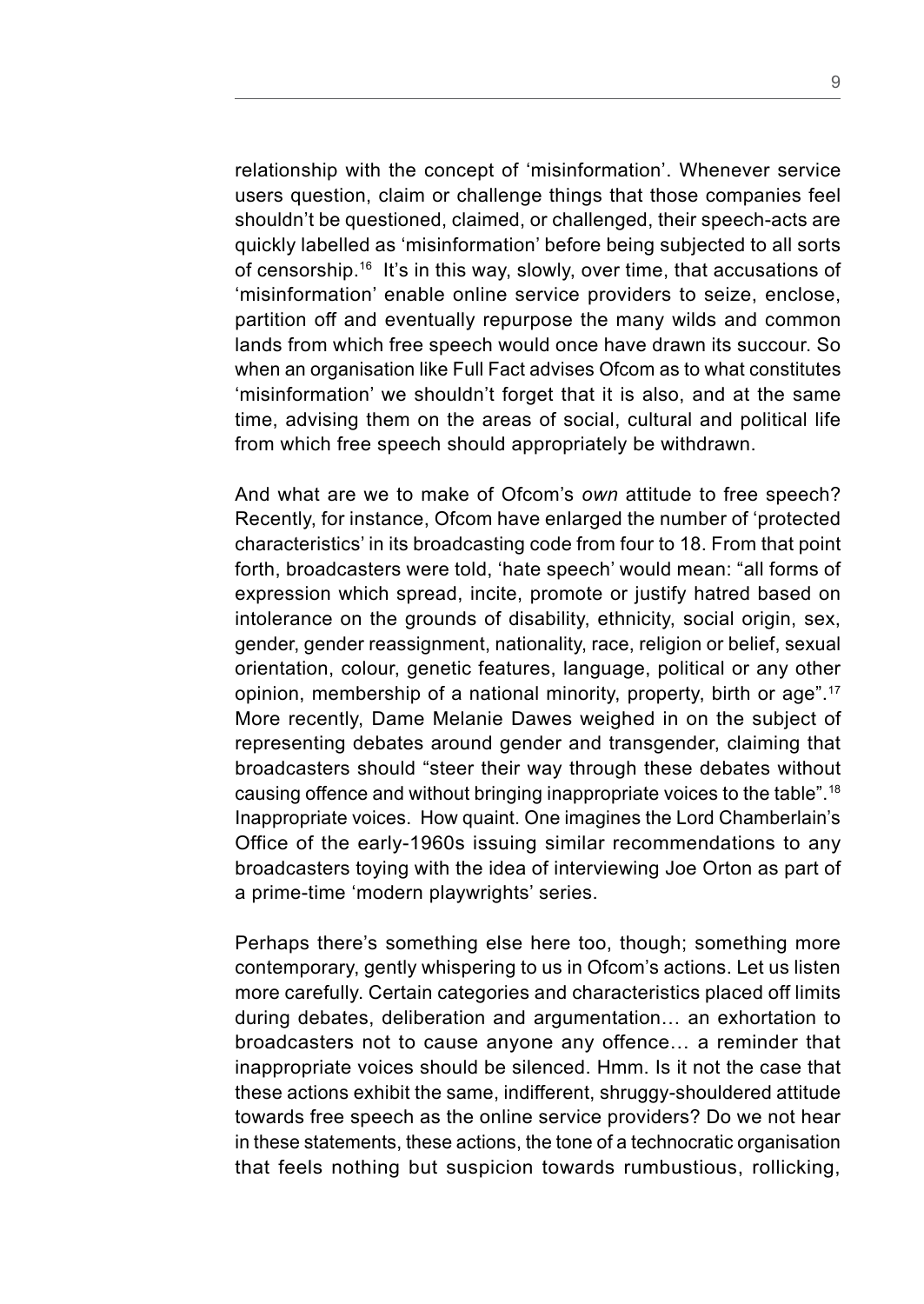relationship with the concept of 'misinformation'. Whenever service users question, claim or challenge things that those companies feel shouldn't be questioned, claimed, or challenged, their speech-acts are quickly labelled as 'misinformation' before being subjected to all sorts of censorship.[16] It's in this way, slowly, over time, that accusations of 'misinformation' enable online service providers to seize, enclose, partition off and eventually repurpose the many wilds and common lands from which free speech would once have drawn its succour. So when an organisation like Full Fact advises Ofcom as to what constitutes 'misinformation' we shouldn't forget that it is also, and at the same time, advising them on the areas of social, cultural and political life from which free speech should appropriately be withdrawn.

And what are we to make of Ofcom's *own* attitude to free speech? Recently, for instance, Ofcom have enlarged the number of 'protected characteristics' in its broadcasting code from four to 18. From that point forth, broadcasters were told, 'hate speech' would mean: "all forms of expression which spread, incite, promote or justify hatred based on intolerance on the grounds of disability, ethnicity, social origin, sex, gender, gender reassignment, nationality, race, religion or belief, sexual orientation, colour, genetic features, language, political or any other opinion, membership of a national minority, property, birth or age".[17] More recently, Dame Melanie Dawes weighed in on the subject of representing debates around gender and transgender, claiming that broadcasters should "steer their way through these debates without causing offence and without bringing inappropriate voices to the table".[18] Inappropriate voices. How quaint. One imagines the Lord Chamberlain's Office of the early-1960s issuing similar recommendations to any broadcasters toying with the idea of interviewing Joe Orton as part of a prime-time 'modern playwrights' series.

Perhaps there's something else here too, though; something more contemporary, gently whispering to us in Ofcom's actions. Let us listen more carefully. Certain categories and characteristics placed off limits during debates, deliberation and argumentation… an exhortation to broadcasters not to cause anyone any offence… a reminder that inappropriate voices should be silenced. Hmm. Is it not the case that these actions exhibit the same, indifferent, shruggy-shouldered attitude towards free speech as the online service providers? Do we not hear in these statements, these actions, the tone of a technocratic organisation that feels nothing but suspicion towards rumbustious, rollicking,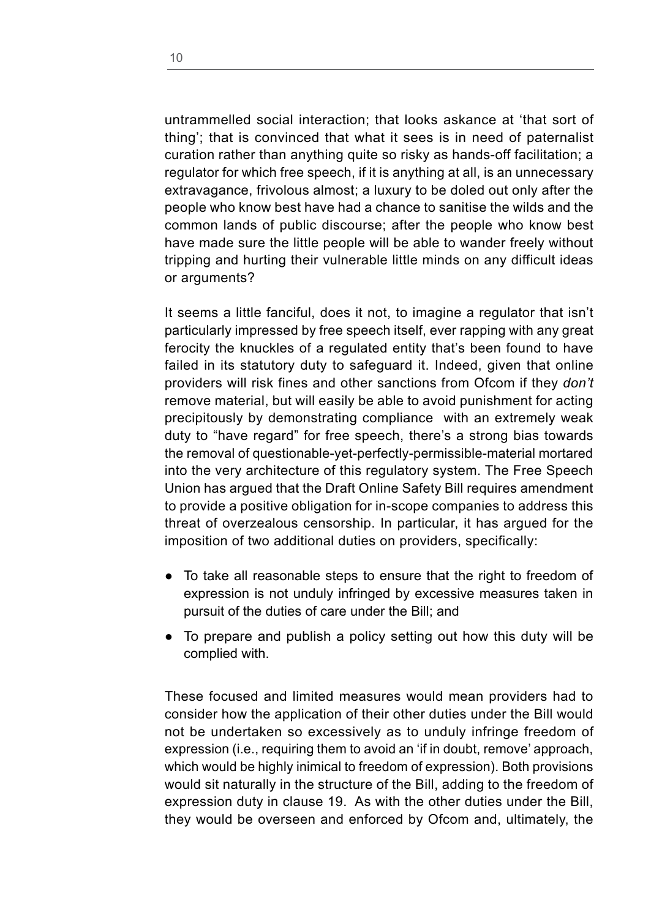untrammelled social interaction; that looks askance at 'that sort of thing'; that is convinced that what it sees is in need of paternalist curation rather than anything quite so risky as hands-off facilitation; a regulator for which free speech, if it is anything at all, is an unnecessary extravagance, frivolous almost; a luxury to be doled out only after the people who know best have had a chance to sanitise the wilds and the common lands of public discourse; after the people who know best have made sure the little people will be able to wander freely without tripping and hurting their vulnerable little minds on any difficult ideas or arguments?

It seems a little fanciful, does it not, to imagine a regulator that isn't particularly impressed by free speech itself, ever rapping with any great ferocity the knuckles of a regulated entity that's been found to have failed in its statutory duty to safeguard it. Indeed, given that online providers will risk fines and other sanctions from Ofcom if they *don't* remove material, but will easily be able to avoid punishment for acting precipitously by demonstrating compliance with an extremely weak duty to "have regard" for free speech, there's a strong bias towards the removal of questionable-yet-perfectly-permissible-material mortared into the very architecture of this regulatory system. The Free Speech Union has argued that the Draft Online Safety Bill requires amendment to provide a positive obligation for in-scope companies to address this threat of overzealous censorship. In particular, it has argued for the imposition of two additional duties on providers, specifically:

- To take all reasonable steps to ensure that the right to freedom of expression is not unduly infringed by excessive measures taken in pursuit of the duties of care under the Bill; and
- To prepare and publish a policy setting out how this duty will be complied with.

These focused and limited measures would mean providers had to consider how the application of their other duties under the Bill would not be undertaken so excessively as to unduly infringe freedom of expression (i.e., requiring them to avoid an 'if in doubt, remove' approach, which would be highly inimical to freedom of expression). Both provisions would sit naturally in the structure of the Bill, adding to the freedom of expression duty in clause 19. As with the other duties under the Bill, they would be overseen and enforced by Ofcom and, ultimately, the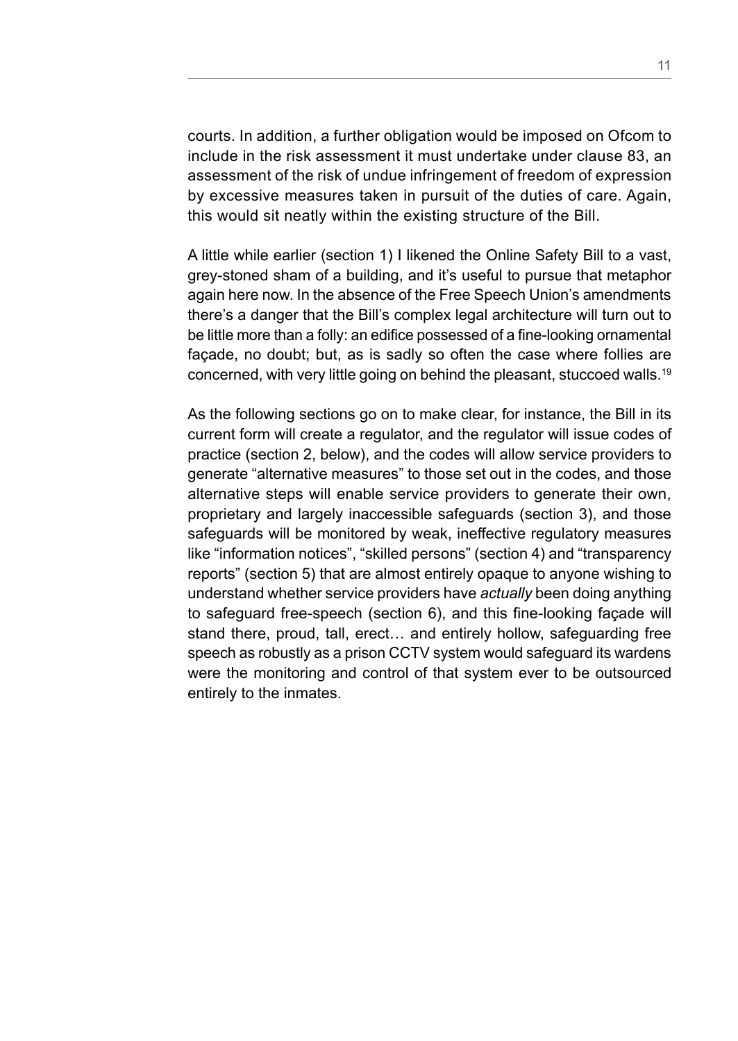courts. In addition, a further obligation would be imposed on Ofcom to include in the risk assessment it must undertake under clause 83, an assessment of the risk of undue infringement of freedom of expression by excessive measures taken in pursuit of the duties of care. Again, this would sit neatly within the existing structure of the Bill.

A little while earlier (section 1) I likened the Online Safety Bill to a vast, grey-stoned sham of a building, and it's useful to pursue that metaphor again here now. In the absence of the Free Speech Union's amendments there's a danger that the Bill's complex legal architecture will turn out to be little more than a folly: an edifice possessed of a fine-looking ornamental façade, no doubt; but, as is sadly so often the case where follies are concerned, with very little going on behind the pleasant, stuccoed walls.[19]

As the following sections go on to make clear, for instance, the Bill in its current form will create a regulator, and the regulator will issue codes of practice (section 2, below), and the codes will allow service providers to generate "alternative measures" to those set out in the codes, and those alternative steps will enable service providers to generate their own, proprietary and largely inaccessible safeguards (section 3), and those safeguards will be monitored by weak, ineffective regulatory measures like "information notices", "skilled persons" (section 4) and "transparency reports" (section 5) that are almost entirely opaque to anyone wishing to understand whether service providers have *actually* been doing anything to safeguard free-speech (section 6), and this fine-looking façade will stand there, proud, tall, erect… and entirely hollow, safeguarding free speech as robustly as a prison CCTV system would safeguard its wardens were the monitoring and control of that system ever to be outsourced entirely to the inmates.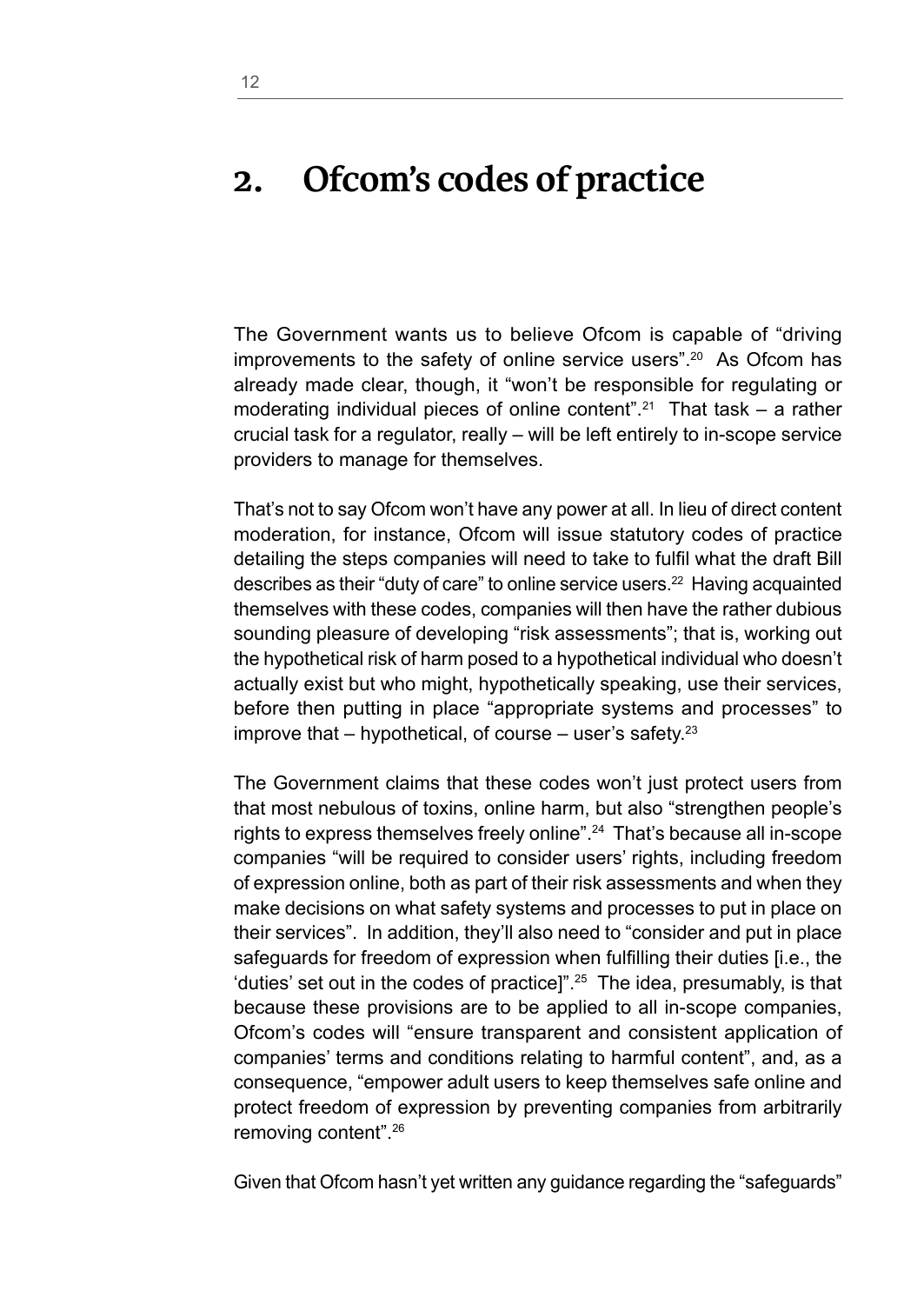## 2. Ofcom's codes of practice

The Government wants us to believe Ofcom is capable of "driving improvements to the safety of online service users".[20] As Ofcom has already made clear, though, it "won't be responsible for regulating or moderating individual pieces of online content".[21] That task – a rather crucial task for a regulator, really – will be left entirely to in-scope service providers to manage for themselves.

That's not to say Ofcom won't have any power at all. In lieu of direct content moderation, for instance, Ofcom will issue statutory codes of practice detailing the steps companies will need to take to fulfil what the draft Bill describes as their "duty of care" to online service users.[22] Having acquainted themselves with these codes, companies will then have the rather dubious sounding pleasure of developing "risk assessments"; that is, working out the hypothetical risk of harm posed to a hypothetical individual who doesn't actually exist but who might, hypothetically speaking, use their services, before then putting in place "appropriate systems and processes" to improve that – hypothetical, of course – user's safety.[23]

The Government claims that these codes won't just protect users from that most nebulous of toxins, online harm, but also "strengthen people's rights to express themselves freely online".[24] That's because all in-scope companies "will be required to consider users' rights, including freedom of expression online, both as part of their risk assessments and when they make decisions on what safety systems and processes to put in place on their services". In addition, they'll also need to "consider and put in place safeguards for freedom of expression when fulfilling their duties [i.e., the 'duties' set out in the codes of practice]".[25] The idea, presumably, is that because these provisions are to be applied to all in-scope companies, Ofcom's codes will "ensure transparent and consistent application of companies' terms and conditions relating to harmful content", and, as a consequence, "empower adult users to keep themselves safe online and protect freedom of expression by preventing companies from arbitrarily removing content".[26]

Given that Ofcom hasn't yet written any guidance regarding the "safeguards"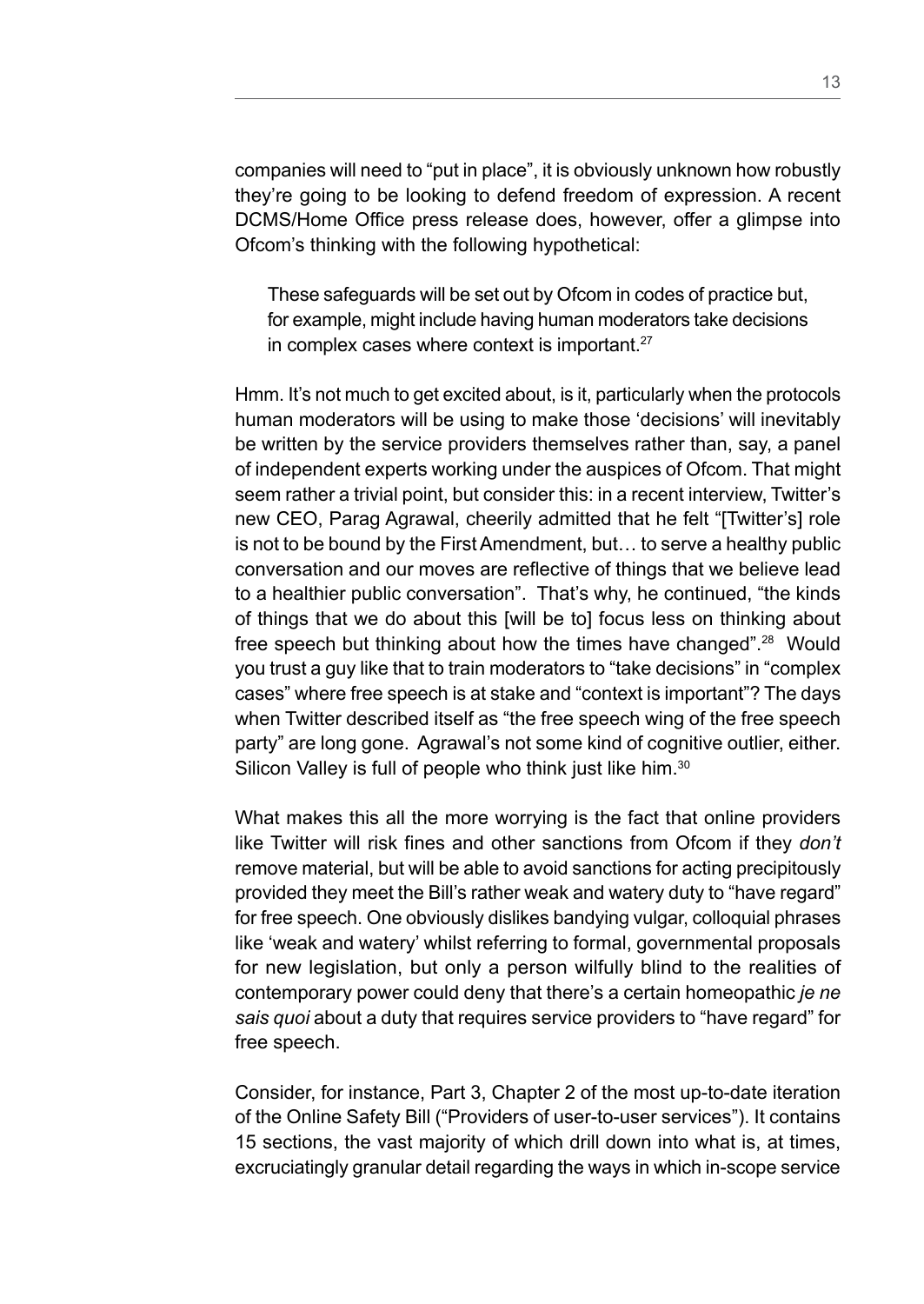companies will need to "put in place", it is obviously unknown how robustly they're going to be looking to defend freedom of expression. A recent DCMS/Home Office press release does, however, offer a glimpse into Ofcom's thinking with the following hypothetical:

> These safeguards will be set out by Ofcom in codes of practice but, for example, might include having human moderators take decisions in complex cases where context is important.[27]

Hmm. It's not much to get excited about, is it, particularly when the protocols human moderators will be using to make those 'decisions' will inevitably be written by the service providers themselves rather than, say, a panel of independent experts working under the auspices of Ofcom. That might seem rather a trivial point, but consider this: in a recent interview, Twitter's new CEO, Parag Agrawal, cheerily admitted that he felt "[Twitter's] role is not to be bound by the First Amendment, but… to serve a healthy public conversation and our moves are reflective of things that we believe lead to a healthier public conversation". That's why, he continued, "the kinds of things that we do about this [will be to] focus less on thinking about free speech but thinking about how the times have changed".[28] Would you trust a guy like that to train moderators to "take decisions" in "complex cases" where free speech is at stake and "context is important"? The days when Twitter described itself as "the free speech wing of the free speech party" are long gone. Agrawal's not some kind of cognitive outlier, either. Silicon Valley is full of people who think just like him.[30]

What makes this all the more worrying is the fact that online providers like Twitter will risk fines and other sanctions from Ofcom if they *don't* remove material, but will be able to avoid sanctions for acting precipitously provided they meet the Bill's rather weak and watery duty to "have regard" for free speech. One obviously dislikes bandying vulgar, colloquial phrases like 'weak and watery' whilst referring to formal, governmental proposals for new legislation, but only a person wilfully blind to the realities of contemporary power could deny that there's a certain homeopathic *je ne sais quoi* about a duty that requires service providers to "have regard" for free speech.

Consider, for instance, Part 3, Chapter 2 of the most up-to-date iteration of the Online Safety Bill ("Providers of user-to-user services"). It contains 15 sections, the vast majority of which drill down into what is, at times, excruciatingly granular detail regarding the ways in which in-scope service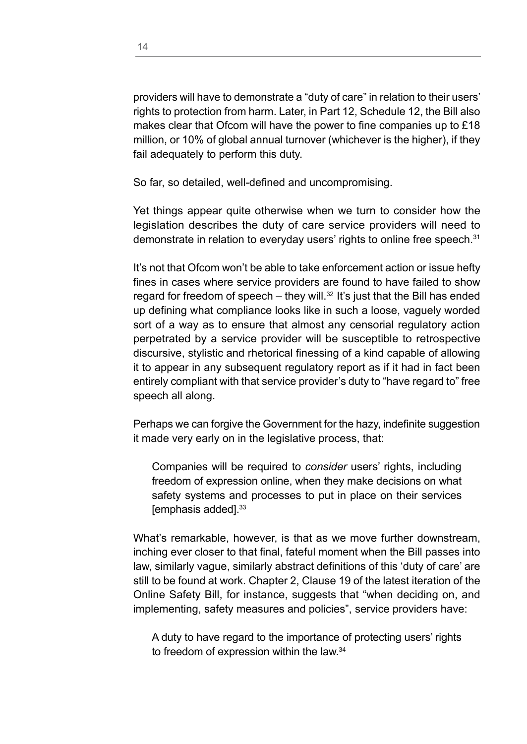providers will have to demonstrate a "duty of care" in relation to their users' rights to protection from harm. Later, in Part 12, Schedule 12, the Bill also makes clear that Ofcom will have the power to fine companies up to £18 million, or 10% of global annual turnover (whichever is the higher), if they fail adequately to perform this duty.

So far, so detailed, well-defined and uncompromising.

Yet things appear quite otherwise when we turn to consider how the legislation describes the duty of care service providers will need to demonstrate in relation to everyday users' rights to online free speech.[31]

It's not that Ofcom won't be able to take enforcement action or issue hefty fines in cases where service providers are found to have failed to show regard for freedom of speech – they will.[32] It's just that the Bill has ended up defining what compliance looks like in such a loose, vaguely worded sort of a way as to ensure that almost any censorial regulatory action perpetrated by a service provider will be susceptible to retrospective discursive, stylistic and rhetorical finessing of a kind capable of allowing it to appear in any subsequent regulatory report as if it had in fact been entirely compliant with that service provider's duty to "have regard to" free speech all along.

Perhaps we can forgive the Government for the hazy, indefinite suggestion it made very early on in the legislative process, that:

> Companies will be required to *consider* users' rights, including freedom of expression online, when they make decisions on what safety systems and processes to put in place on their services [emphasis added].[33]

What's remarkable, however, is that as we move further downstream, inching ever closer to that final, fateful moment when the Bill passes into law, similarly vague, similarly abstract definitions of this 'duty of care' are still to be found at work. Chapter 2, Clause 19 of the latest iteration of the Online Safety Bill, for instance, suggests that "when deciding on, and implementing, safety measures and policies", service providers have:

> A duty to have regard to the importance of protecting users' rights to freedom of expression within the law.[34]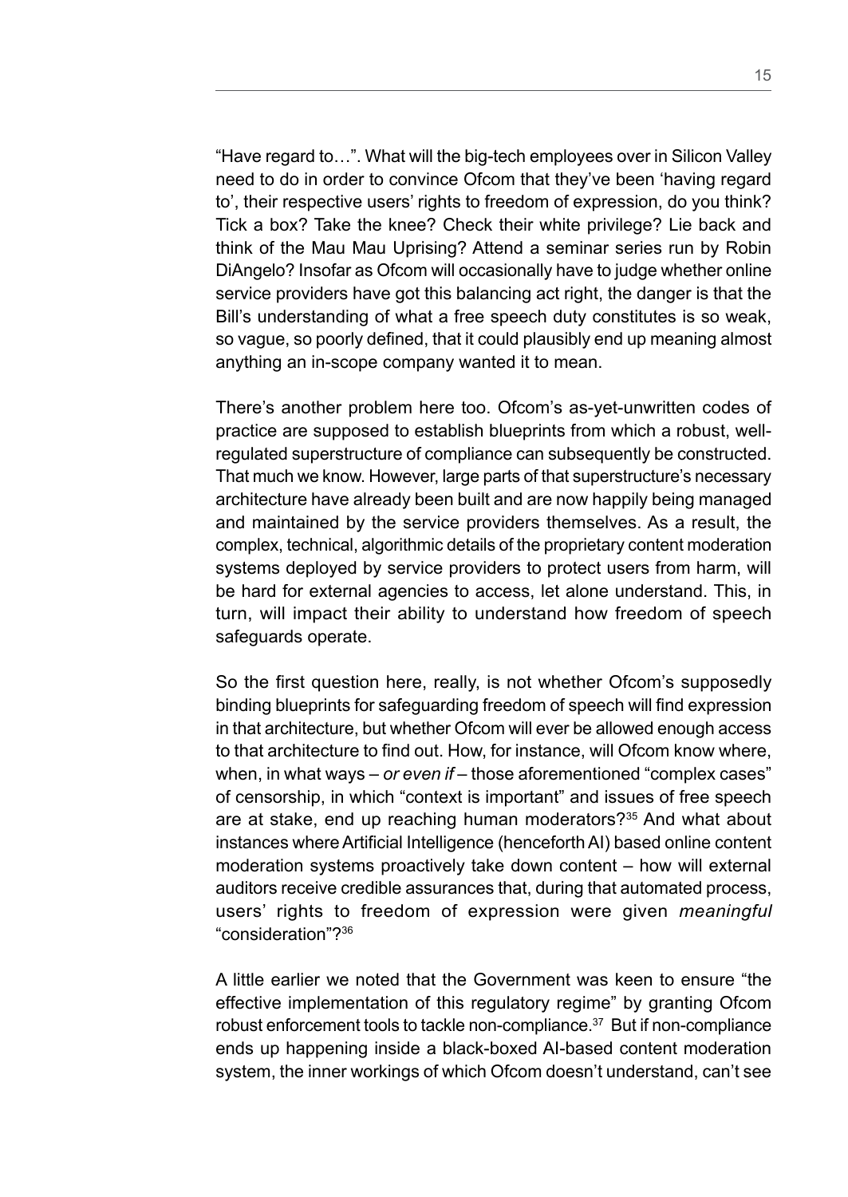"Have regard to…". What will the big-tech employees over in Silicon Valley need to do in order to convince Ofcom that they've been 'having regard to', their respective users' rights to freedom of expression, do you think? Tick a box? Take the knee? Check their white privilege? Lie back and think of the Mau Mau Uprising? Attend a seminar series run by Robin DiAngelo? Insofar as Ofcom will occasionally have to judge whether online service providers have got this balancing act right, the danger is that the Bill's understanding of what a free speech duty constitutes is so weak, so vague, so poorly defined, that it could plausibly end up meaning almost anything an in-scope company wanted it to mean.

There's another problem here too. Ofcom's as-yet-unwritten codes of practice are supposed to establish blueprints from which a robust, well-regulated superstructure of compliance can subsequently be constructed. That much we know. However, large parts of that superstructure's necessary architecture have already been built and are now happily being managed and maintained by the service providers themselves. As a result, the complex, technical, algorithmic details of the proprietary content moderation systems deployed by service providers to protect users from harm, will be hard for external agencies to access, let alone understand. This, in turn, will impact their ability to understand how freedom of speech safeguards operate.

So the first question here, really, is not whether Ofcom's supposedly binding blueprints for safeguarding freedom of speech will find expression in that architecture, but whether Ofcom will ever be allowed enough access to that architecture to find out. How, for instance, will Ofcom know where, when, in what ways – *or even if* – those aforementioned "complex cases" of censorship, in which "context is important" and issues of free speech are at stake, end up reaching human moderators?[35] And what about instances where Artificial Intelligence (henceforth AI) based online content moderation systems proactively take down content – how will external auditors receive credible assurances that, during that automated process, users' rights to freedom of expression were given *meaningful* "consideration"?[36]

A little earlier we noted that the Government was keen to ensure "the effective implementation of this regulatory regime" by granting Ofcom robust enforcement tools to tackle non-compliance.[37] But if non-compliance ends up happening inside a black-boxed AI-based content moderation system, the inner workings of which Ofcom doesn't understand, can't see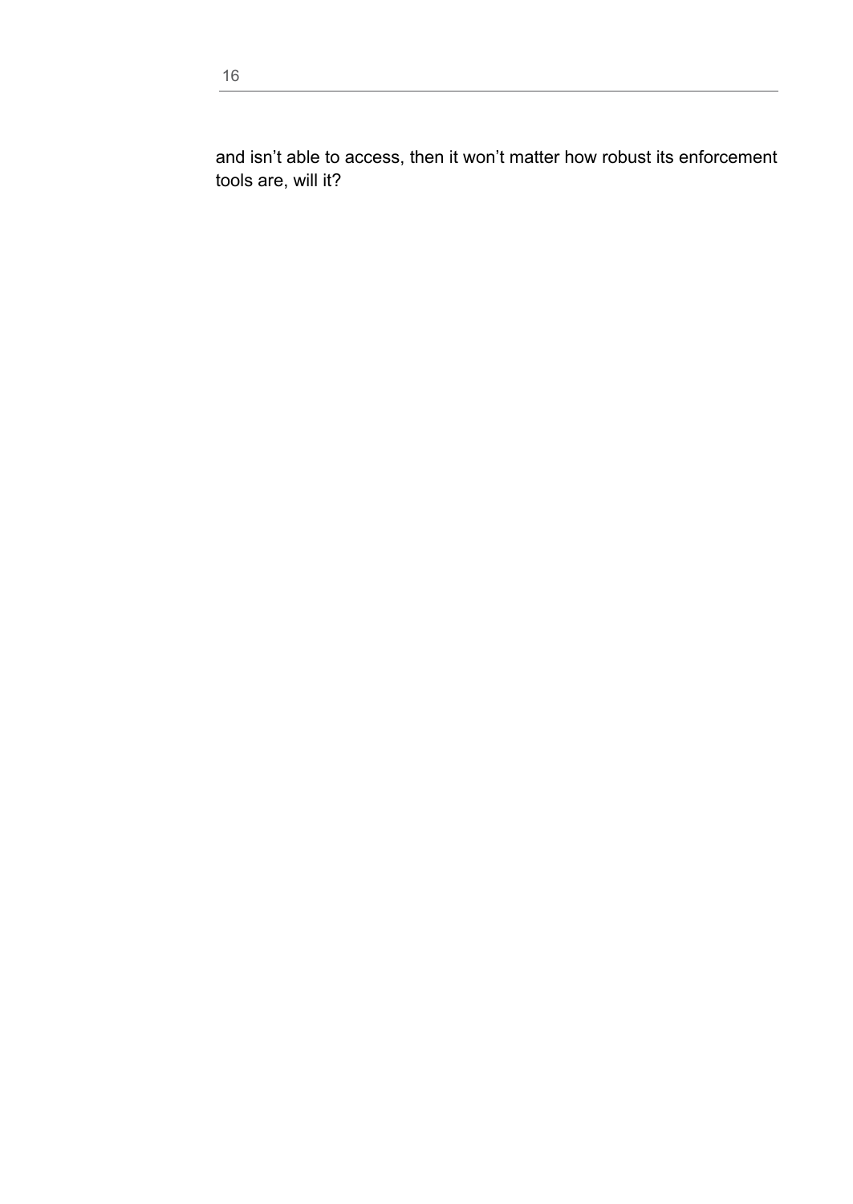and isn't able to access, then it won't matter how robust its enforcement tools are, will it?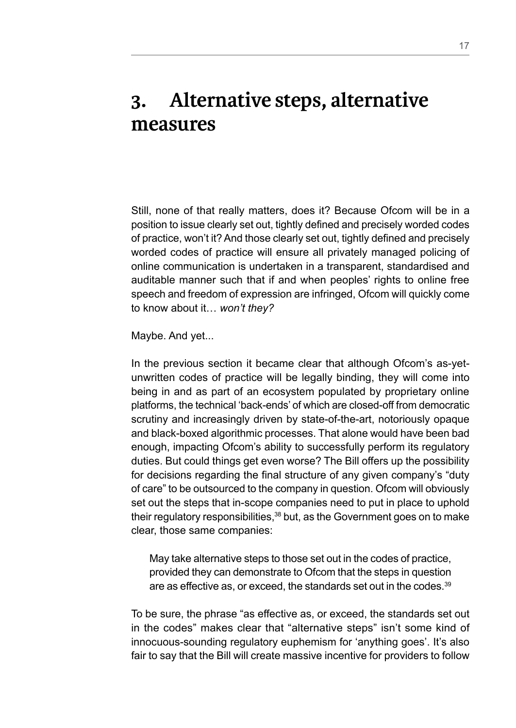# 3. Alternative steps, alternative measures

Still, none of that really matters, does it? Because Ofcom will be in a position to issue clearly set out, tightly defined and precisely worded codes of practice, won't it? And those clearly set out, tightly defined and precisely worded codes of practice will ensure all privately managed policing of online communication is undertaken in a transparent, standardised and auditable manner such that if and when peoples' rights to online free speech and freedom of expression are infringed, Ofcom will quickly come to know about it… *won't they?*

Maybe. And yet...

In the previous section it became clear that although Ofcom's as-yet-unwritten codes of practice will be legally binding, they will come into being in and as part of an ecosystem populated by proprietary online platforms, the technical 'back-ends' of which are closed-off from democratic scrutiny and increasingly driven by state-of-the-art, notoriously opaque and black-boxed algorithmic processes. That alone would have been bad enough, impacting Ofcom's ability to successfully perform its regulatory duties. But could things get even worse? The Bill offers up the possibility for decisions regarding the final structure of any given company's "duty of care" to be outsourced to the company in question. Ofcom will obviously set out the steps that in-scope companies need to put in place to uphold their regulatory responsibilities,[38] but, as the Government goes on to make clear, those same companies:

> May take alternative steps to those set out in the codes of practice, provided they can demonstrate to Ofcom that the steps in question are as effective as, or exceed, the standards set out in the codes.[39]

To be sure, the phrase "as effective as, or exceed, the standards set out in the codes" makes clear that "alternative steps" isn't some kind of innocuous-sounding regulatory euphemism for 'anything goes'. It's also fair to say that the Bill will create massive incentive for providers to follow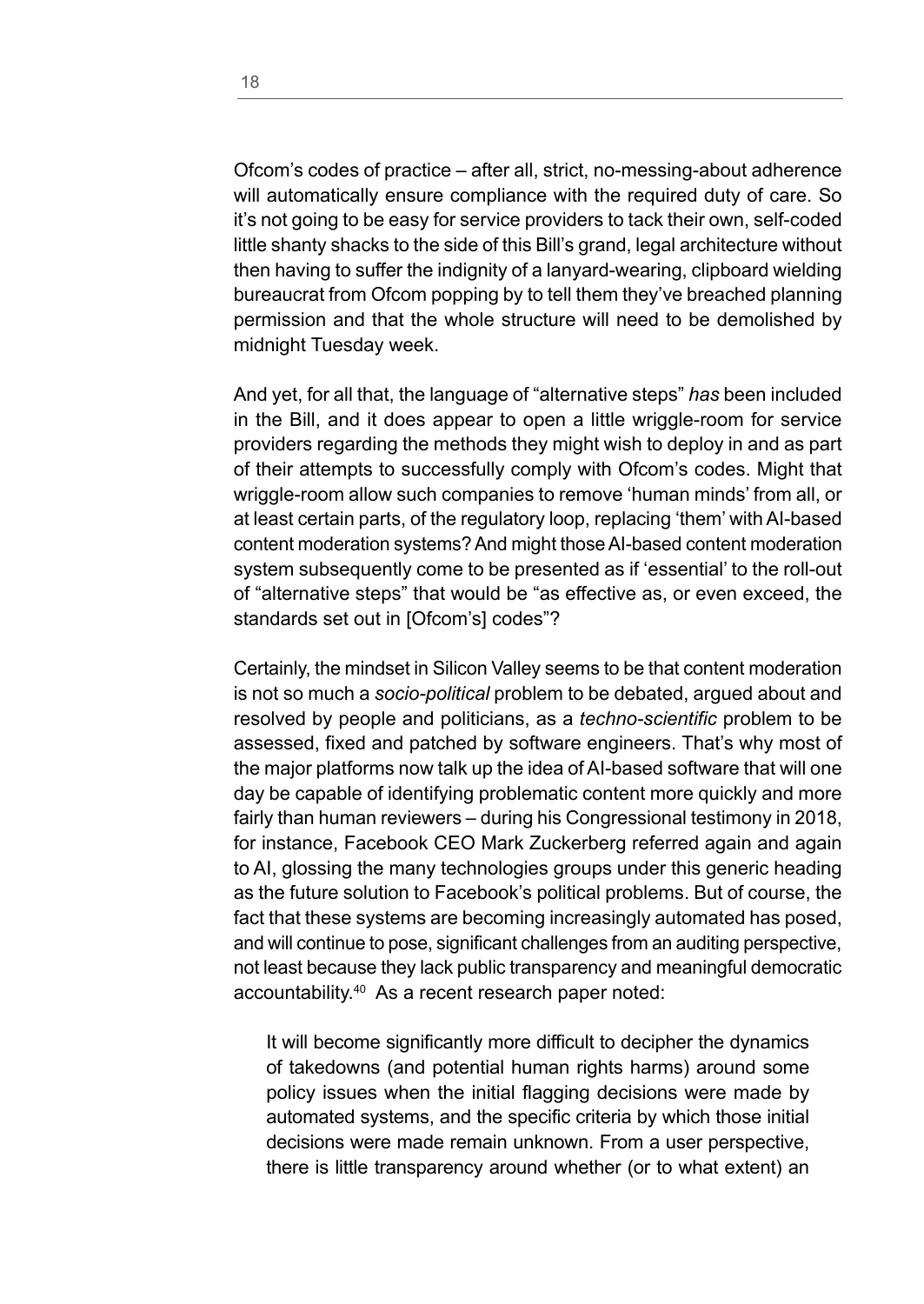Ofcom's codes of practice – after all, strict, no-messing-about adherence will automatically ensure compliance with the required duty of care. So it's not going to be easy for service providers to tack their own, self-coded little shanty shacks to the side of this Bill's grand, legal architecture without then having to suffer the indignity of a lanyard-wearing, clipboard wielding bureaucrat from Ofcom popping by to tell them they've breached planning permission and that the whole structure will need to be demolished by midnight Tuesday week.

And yet, for all that, the language of "alternative steps" *has* been included in the Bill, and it does appear to open a little wriggle-room for service providers regarding the methods they might wish to deploy in and as part of their attempts to successfully comply with Ofcom's codes. Might that wriggle-room allow such companies to remove 'human minds' from all, or at least certain parts, of the regulatory loop, replacing 'them' with AI-based content moderation systems? And might those AI-based content moderation system subsequently come to be presented as if 'essential' to the roll-out of "alternative steps" that would be "as effective as, or even exceed, the standards set out in [Ofcom's] codes"?

Certainly, the mindset in Silicon Valley seems to be that content moderation is not so much a *socio-political* problem to be debated, argued about and resolved by people and politicians, as a *techno-scientific* problem to be assessed, fixed and patched by software engineers. That's why most of the major platforms now talk up the idea of AI-based software that will one day be capable of identifying problematic content more quickly and more fairly than human reviewers – during his Congressional testimony in 2018, for instance, Facebook CEO Mark Zuckerberg referred again and again to AI, glossing the many technologies groups under this generic heading as the future solution to Facebook's political problems. But of course, the fact that these systems are becoming increasingly automated has posed, and will continue to pose, significant challenges from an auditing perspective, not least because they lack public transparency and meaningful democratic accountability.[40] As a recent research paper noted:

> It will become significantly more difficult to decipher the dynamics of takedowns (and potential human rights harms) around some policy issues when the initial flagging decisions were made by automated systems, and the specific criteria by which those initial decisions were made remain unknown. From a user perspective, there is little transparency around whether (or to what extent) an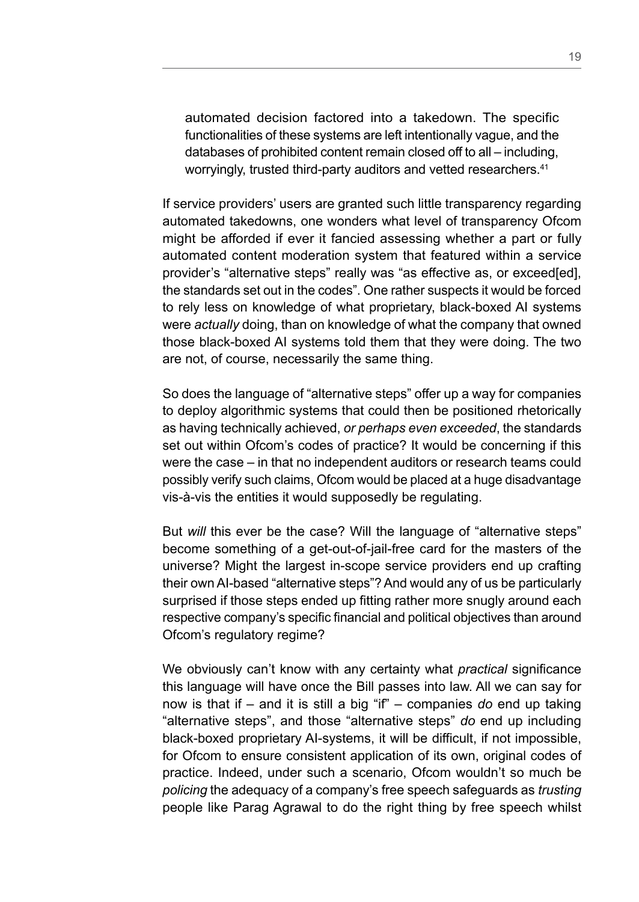> automated decision factored into a takedown. The specific functionalities of these systems are left intentionally vague, and the databases of prohibited content remain closed off to all – including, worryingly, trusted third-party auditors and vetted researchers.[41]

If service providers' users are granted such little transparency regarding automated takedowns, one wonders what level of transparency Ofcom might be afforded if ever it fancied assessing whether a part or fully automated content moderation system that featured within a service provider's "alternative steps" really was "as effective as, or exceed[ed], the standards set out in the codes". One rather suspects it would be forced to rely less on knowledge of what proprietary, black-boxed AI systems were *actually* doing, than on knowledge of what the company that owned those black-boxed AI systems told them that they were doing. The two are not, of course, necessarily the same thing.

So does the language of "alternative steps" offer up a way for companies to deploy algorithmic systems that could then be positioned rhetorically as having technically achieved, *or perhaps even exceeded*, the standards set out within Ofcom's codes of practice? It would be concerning if this were the case – in that no independent auditors or research teams could possibly verify such claims, Ofcom would be placed at a huge disadvantage vis-à-vis the entities it would supposedly be regulating.

But *will* this ever be the case? Will the language of "alternative steps" become something of a get-out-of-jail-free card for the masters of the universe? Might the largest in-scope service providers end up crafting their own AI-based "alternative steps"? And would any of us be particularly surprised if those steps ended up fitting rather more snugly around each respective company's specific financial and political objectives than around Ofcom's regulatory regime?

We obviously can't know with any certainty what *practical* significance this language will have once the Bill passes into law. All we can say for now is that if – and it is still a big "if" – companies *do* end up taking "alternative steps", and those "alternative steps" *do* end up including black-boxed proprietary AI-systems, it will be difficult, if not impossible, for Ofcom to ensure consistent application of its own, original codes of practice. Indeed, under such a scenario, Ofcom wouldn't so much be *policing* the adequacy of a company's free speech safeguards as *trusting* people like Parag Agrawal to do the right thing by free speech whilst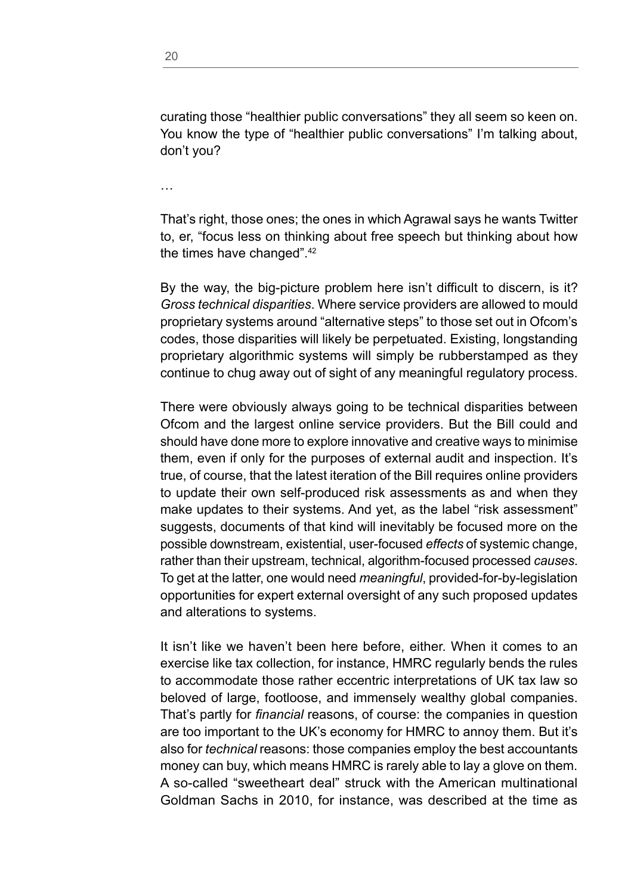curating those "healthier public conversations" they all seem so keen on. You know the type of "healthier public conversations" I'm talking about, don't you?

…

That's right, those ones; the ones in which Agrawal says he wants Twitter to, er, "focus less on thinking about free speech but thinking about how the times have changed".[42]

By the way, the big-picture problem here isn't difficult to discern, is it? *Gross technical disparities*. Where service providers are allowed to mould proprietary systems around "alternative steps" to those set out in Ofcom's codes, those disparities will likely be perpetuated. Existing, longstanding proprietary algorithmic systems will simply be rubberstamped as they continue to chug away out of sight of any meaningful regulatory process.

There were obviously always going to be technical disparities between Ofcom and the largest online service providers. But the Bill could and should have done more to explore innovative and creative ways to minimise them, even if only for the purposes of external audit and inspection. It's true, of course, that the latest iteration of the Bill requires online providers to update their own self-produced risk assessments as and when they make updates to their systems. And yet, as the label "risk assessment" suggests, documents of that kind will inevitably be focused more on the possible downstream, existential, user-focused *effects* of systemic change, rather than their upstream, technical, algorithm-focused processed *causes*. To get at the latter, one would need *meaningful*, provided-for-by-legislation opportunities for expert external oversight of any such proposed updates and alterations to systems.

It isn't like we haven't been here before, either. When it comes to an exercise like tax collection, for instance, HMRC regularly bends the rules to accommodate those rather eccentric interpretations of UK tax law so beloved of large, footloose, and immensely wealthy global companies. That's partly for *financial* reasons, of course: the companies in question are too important to the UK's economy for HMRC to annoy them. But it's also for *technical* reasons: those companies employ the best accountants money can buy, which means HMRC is rarely able to lay a glove on them. A so-called "sweetheart deal" struck with the American multinational Goldman Sachs in 2010, for instance, was described at the time as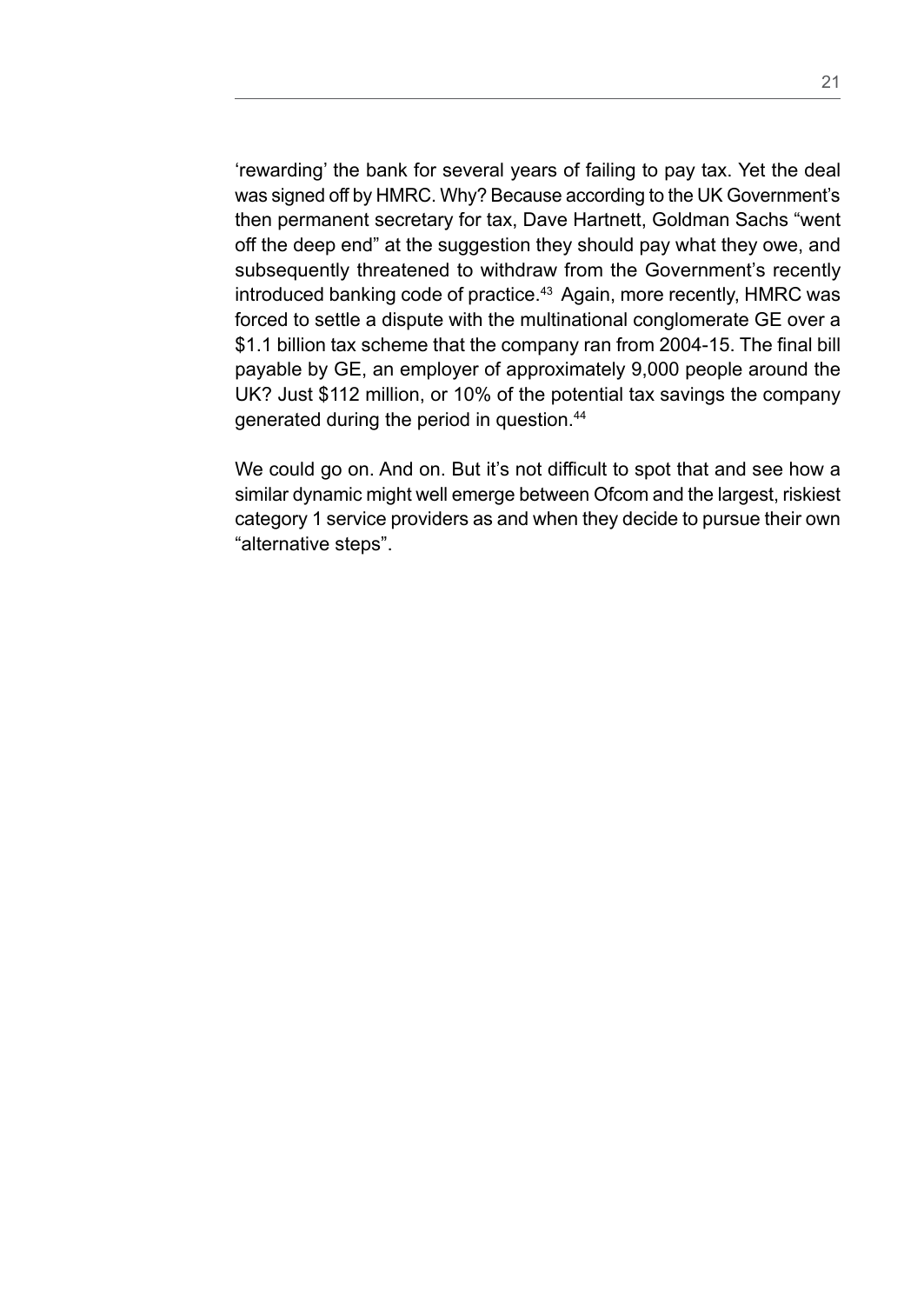'rewarding' the bank for several years of failing to pay tax. Yet the deal was signed off by HMRC. Why? Because according to the UK Government's then permanent secretary for tax, Dave Hartnett, Goldman Sachs "went off the deep end" at the suggestion they should pay what they owe, and subsequently threatened to withdraw from the Government's recently introduced banking code of practice.[43] Again, more recently, HMRC was forced to settle a dispute with the multinational conglomerate GE over a $1.1 billion tax scheme that the company ran from 2004-15. The final bill payable by GE, an employer of approximately 9,000 people around the UK? Just $112 million, or 10% of the potential tax savings the company generated during the period in question.[44]

We could go on. And on. But it's not difficult to spot that and see how a similar dynamic might well emerge between Ofcom and the largest, riskiest category 1 service providers as and when they decide to pursue their own "alternative steps".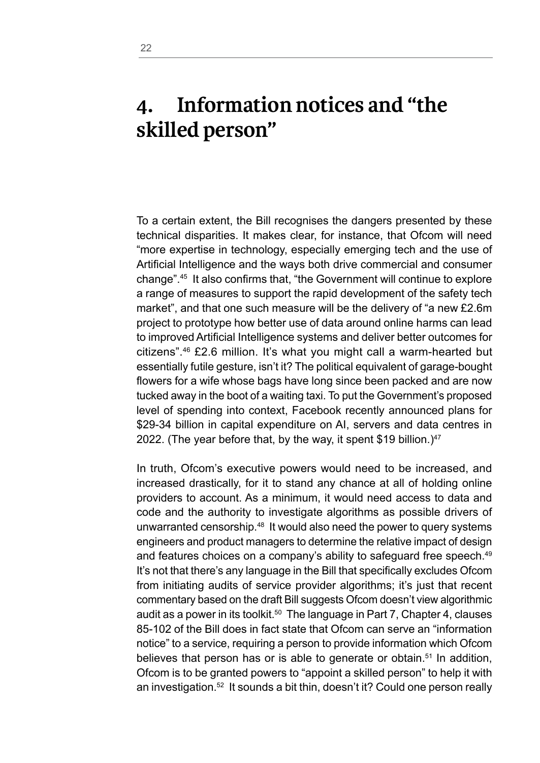# 4. Information notices and "the skilled person"

To a certain extent, the Bill recognises the dangers presented by these technical disparities. It makes clear, for instance, that Ofcom will need "more expertise in technology, especially emerging tech and the use of Artificial Intelligence and the ways both drive commercial and consumer change".[45] It also confirms that, "the Government will continue to explore a range of measures to support the rapid development of the safety tech market", and that one such measure will be the delivery of "a new £2.6m project to prototype how better use of data around online harms can lead to improved Artificial Intelligence systems and deliver better outcomes for citizens".[46] £2.6 million. It's what you might call a warm-hearted but essentially futile gesture, isn't it? The political equivalent of garage-bought flowers for a wife whose bags have long since been packed and are now tucked away in the boot of a waiting taxi. To put the Government's proposed level of spending into context, Facebook recently announced plans for $29-34 billion in capital expenditure on AI, servers and data centres in 2022. (The year before that, by the way, it spent $19 billion.)[47]

In truth, Ofcom's executive powers would need to be increased, and increased drastically, for it to stand any chance at all of holding online providers to account. As a minimum, it would need access to data and code and the authority to investigate algorithms as possible drivers of unwarranted censorship.[48] It would also need the power to query systems engineers and product managers to determine the relative impact of design and features choices on a company's ability to safeguard free speech.[49] It's not that there's any language in the Bill that specifically excludes Ofcom from initiating audits of service provider algorithms; it's just that recent commentary based on the draft Bill suggests Ofcom doesn't view algorithmic audit as a power in its toolkit.[50] The language in Part 7, Chapter 4, clauses 85-102 of the Bill does in fact state that Ofcom can serve an "information notice" to a service, requiring a person to provide information which Ofcom believes that person has or is able to generate or obtain.[51] In addition, Ofcom is to be granted powers to "appoint a skilled person" to help it with an investigation.[52] It sounds a bit thin, doesn't it? Could one person really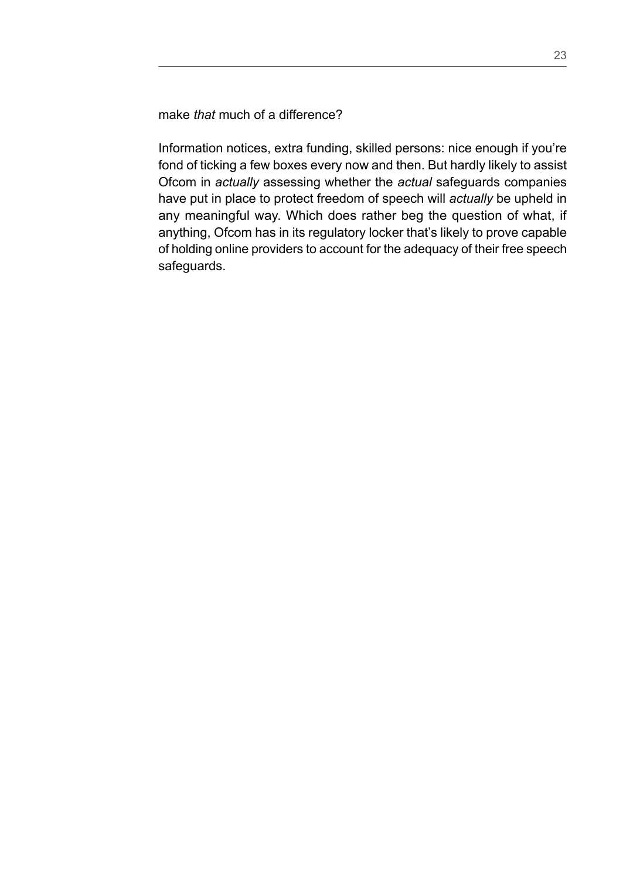make *that* much of a difference?

Information notices, extra funding, skilled persons: nice enough if you're fond of ticking a few boxes every now and then. But hardly likely to assist Ofcom in *actually* assessing whether the *actual* safeguards companies have put in place to protect freedom of speech will *actually* be upheld in any meaningful way. Which does rather beg the question of what, if anything, Ofcom has in its regulatory locker that's likely to prove capable of holding online providers to account for the adequacy of their free speech safeguards.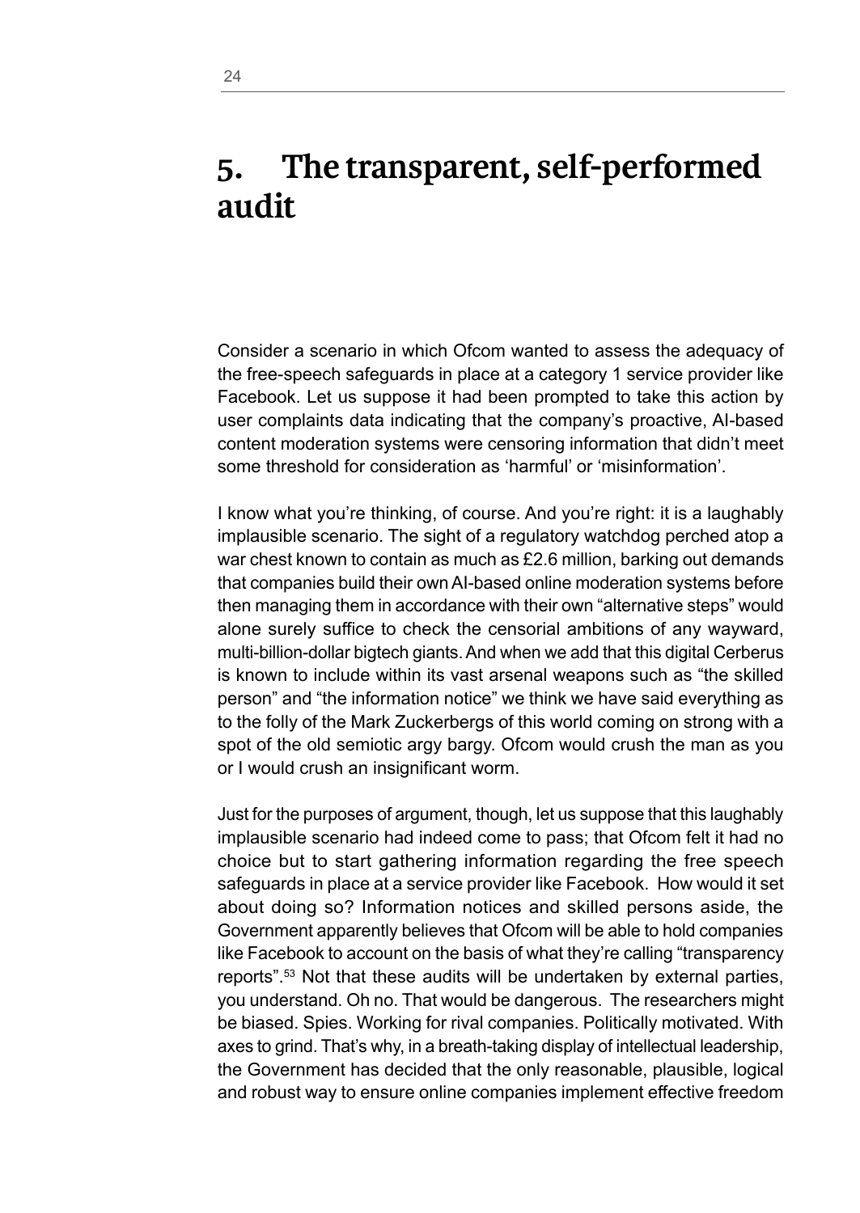# 5. The transparent, self-performed audit

Consider a scenario in which Ofcom wanted to assess the adequacy of the free-speech safeguards in place at a category 1 service provider like Facebook. Let us suppose it had been prompted to take this action by user complaints data indicating that the company's proactive, AI-based content moderation systems were censoring information that didn't meet some threshold for consideration as 'harmful' or 'misinformation'.

I know what you're thinking, of course. And you're right: it is a laughably implausible scenario. The sight of a regulatory watchdog perched atop a war chest known to contain as much as £2.6 million, barking out demands that companies build their own AI-based online moderation systems before then managing them in accordance with their own "alternative steps" would alone surely suffice to check the censorial ambitions of any wayward, multi-billion-dollar bigtech giants. And when we add that this digital Cerberus is known to include within its vast arsenal weapons such as "the skilled person" and "the information notice" we think we have said everything as to the folly of the Mark Zuckerbergs of this world coming on strong with a spot of the old semiotic argy bargy. Ofcom would crush the man as you or I would crush an insignificant worm.

Just for the purposes of argument, though, let us suppose that this laughably implausible scenario had indeed come to pass; that Ofcom felt it had no choice but to start gathering information regarding the free speech safeguards in place at a service provider like Facebook. How would it set about doing so? Information notices and skilled persons aside, the Government apparently believes that Ofcom will be able to hold companies like Facebook to account on the basis of what they're calling "transparency reports".[53] Not that these audits will be undertaken by external parties, you understand. Oh no. That would be dangerous. The researchers might be biased. Spies. Working for rival companies. Politically motivated. With axes to grind. That's why, in a breath-taking display of intellectual leadership, the Government has decided that the only reasonable, plausible, logical and robust way to ensure online companies implement effective freedom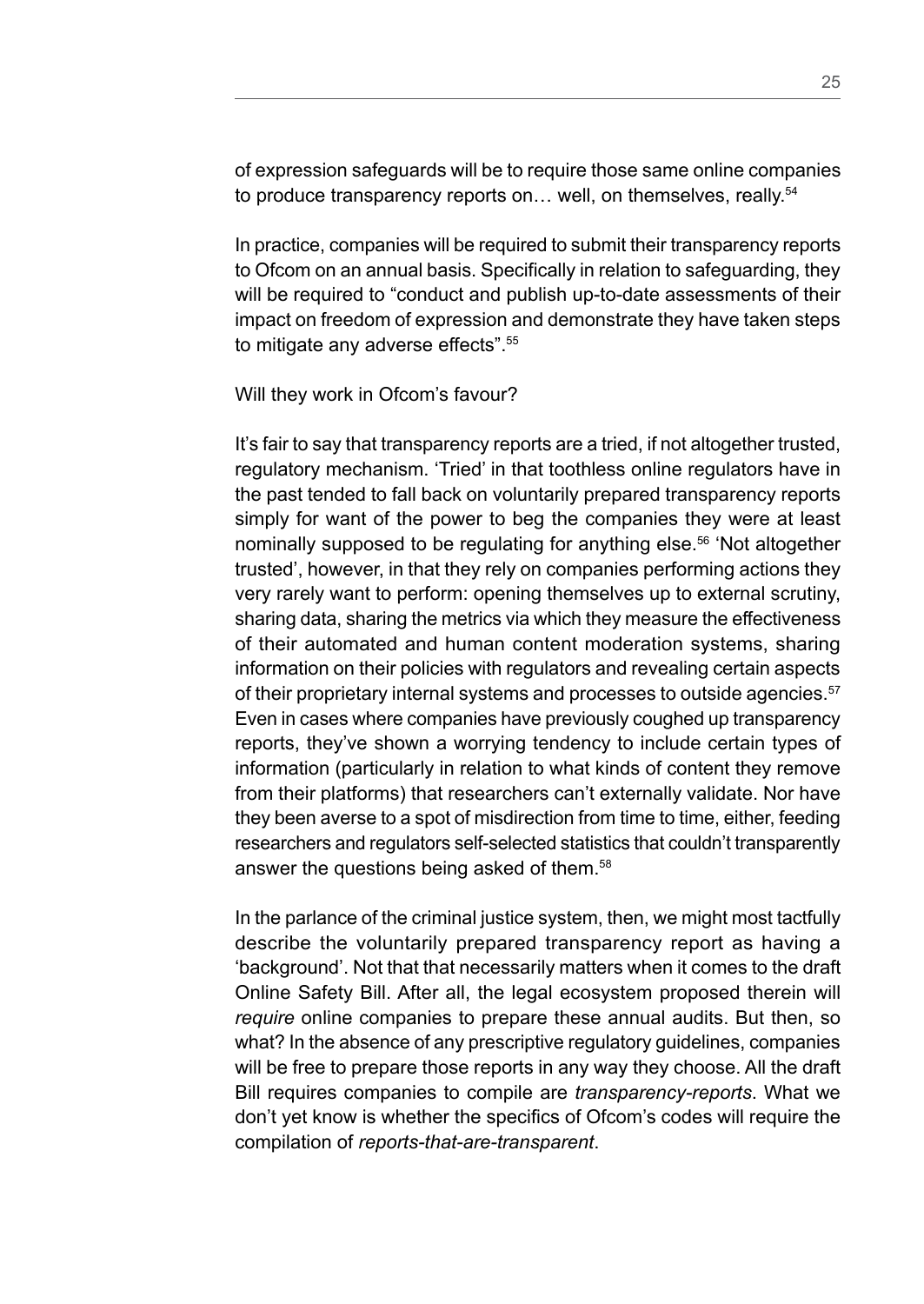of expression safeguards will be to require those same online companies to produce transparency reports on… well, on themselves, really.[54]

In practice, companies will be required to submit their transparency reports to Ofcom on an annual basis. Specifically in relation to safeguarding, they will be required to "conduct and publish up-to-date assessments of their impact on freedom of expression and demonstrate they have taken steps to mitigate any adverse effects".[55]

Will they work in Ofcom's favour?

It's fair to say that transparency reports are a tried, if not altogether trusted, regulatory mechanism. 'Tried' in that toothless online regulators have in the past tended to fall back on voluntarily prepared transparency reports simply for want of the power to beg the companies they were at least nominally supposed to be regulating for anything else.[56] 'Not altogether trusted', however, in that they rely on companies performing actions they very rarely want to perform: opening themselves up to external scrutiny, sharing data, sharing the metrics via which they measure the effectiveness of their automated and human content moderation systems, sharing information on their policies with regulators and revealing certain aspects of their proprietary internal systems and processes to outside agencies.[57] Even in cases where companies have previously coughed up transparency reports, they've shown a worrying tendency to include certain types of information (particularly in relation to what kinds of content they remove from their platforms) that researchers can't externally validate. Nor have they been averse to a spot of misdirection from time to time, either, feeding researchers and regulators self-selected statistics that couldn't transparently answer the questions being asked of them.[58]

In the parlance of the criminal justice system, then, we might most tactfully describe the voluntarily prepared transparency report as having a 'background'. Not that that necessarily matters when it comes to the draft Online Safety Bill. After all, the legal ecosystem proposed therein will *require* online companies to prepare these annual audits. But then, so what? In the absence of any prescriptive regulatory guidelines, companies will be free to prepare those reports in any way they choose. All the draft Bill requires companies to compile are *transparency-reports*. What we don't yet know is whether the specifics of Ofcom's codes will require the compilation of *reports-that-are-transparent*.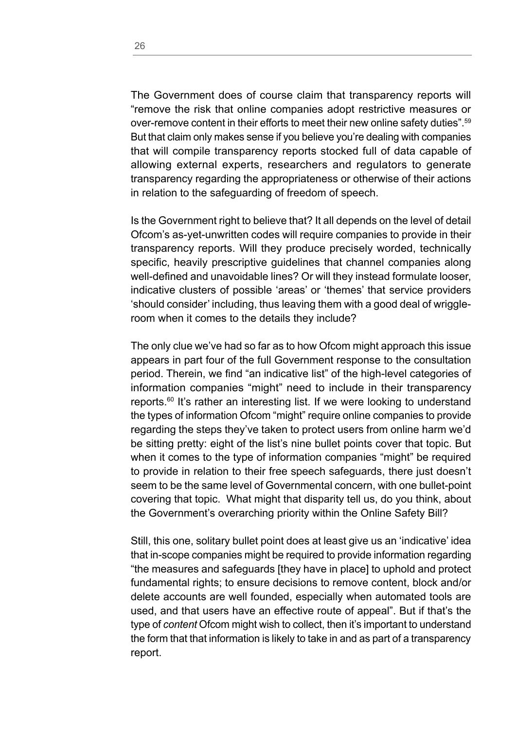The Government does of course claim that transparency reports will "remove the risk that online companies adopt restrictive measures or over-remove content in their efforts to meet their new online safety duties".[59] But that claim only makes sense if you believe you're dealing with companies that will compile transparency reports stocked full of data capable of allowing external experts, researchers and regulators to generate transparency regarding the appropriateness or otherwise of their actions in relation to the safeguarding of freedom of speech.

Is the Government right to believe that? It all depends on the level of detail Ofcom's as-yet-unwritten codes will require companies to provide in their transparency reports. Will they produce precisely worded, technically specific, heavily prescriptive guidelines that channel companies along well-defined and unavoidable lines? Or will they instead formulate looser, indicative clusters of possible 'areas' or 'themes' that service providers 'should consider' including, thus leaving them with a good deal of wriggle-room when it comes to the details they include?

The only clue we've had so far as to how Ofcom might approach this issue appears in part four of the full Government response to the consultation period. Therein, we find "an indicative list" of the high-level categories of information companies "might" need to include in their transparency reports.[60] It's rather an interesting list. If we were looking to understand the types of information Ofcom "might" require online companies to provide regarding the steps they've taken to protect users from online harm we'd be sitting pretty: eight of the list's nine bullet points cover that topic. But when it comes to the type of information companies "might" be required to provide in relation to their free speech safeguards, there just doesn't seem to be the same level of Governmental concern, with one bullet-point covering that topic. What might that disparity tell us, do you think, about the Government's overarching priority within the Online Safety Bill?

Still, this one, solitary bullet point does at least give us an 'indicative' idea that in-scope companies might be required to provide information regarding "the measures and safeguards [they have in place] to uphold and protect fundamental rights; to ensure decisions to remove content, block and/or delete accounts are well founded, especially when automated tools are used, and that users have an effective route of appeal". But if that's the type of *content* Ofcom might wish to collect, then it's important to understand the form that that information is likely to take in and as part of a transparency report.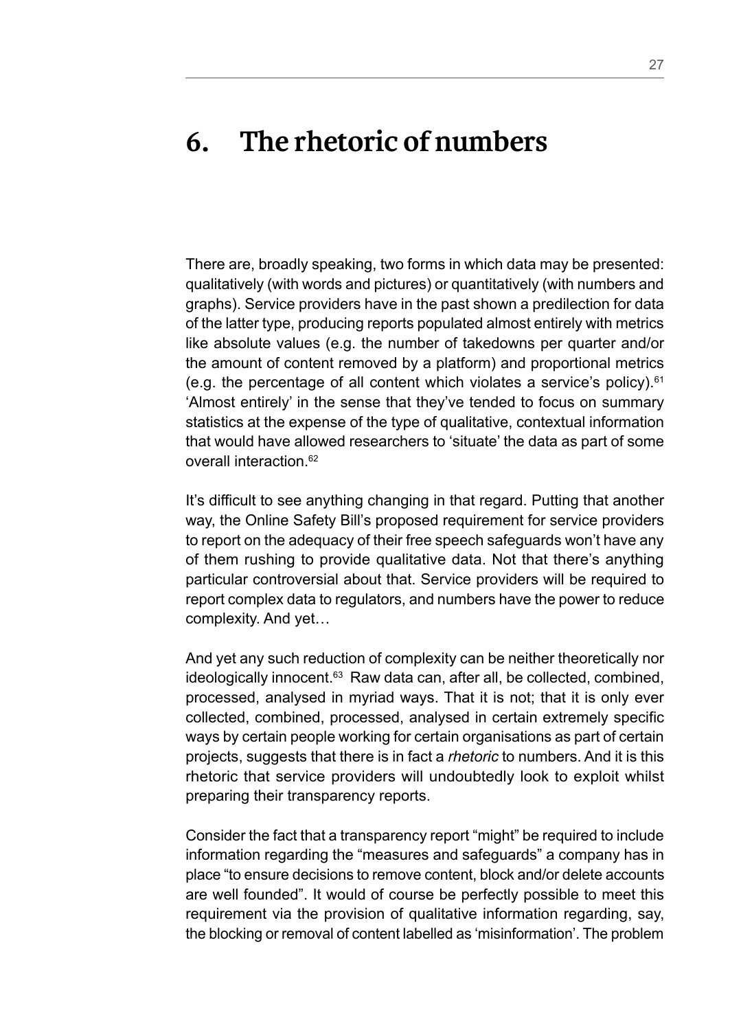# 6. The rhetoric of numbers

There are, broadly speaking, two forms in which data may be presented: qualitatively (with words and pictures) or quantitatively (with numbers and graphs). Service providers have in the past shown a predilection for data of the latter type, producing reports populated almost entirely with metrics like absolute values (e.g. the number of takedowns per quarter and/or the amount of content removed by a platform) and proportional metrics (e.g. the percentage of all content which violates a service's policy).[61] 'Almost entirely' in the sense that they've tended to focus on summary statistics at the expense of the type of qualitative, contextual information that would have allowed researchers to 'situate' the data as part of some overall interaction.[62]

It's difficult to see anything changing in that regard. Putting that another way, the Online Safety Bill's proposed requirement for service providers to report on the adequacy of their free speech safeguards won't have any of them rushing to provide qualitative data. Not that there's anything particular controversial about that. Service providers will be required to report complex data to regulators, and numbers have the power to reduce complexity. And yet…

And yet any such reduction of complexity can be neither theoretically nor ideologically innocent.[63] Raw data can, after all, be collected, combined, processed, analysed in myriad ways. That it is not; that it is only ever collected, combined, processed, analysed in certain extremely specific ways by certain people working for certain organisations as part of certain projects, suggests that there is in fact a *rhetoric* to numbers. And it is this rhetoric that service providers will undoubtedly look to exploit whilst preparing their transparency reports.

Consider the fact that a transparency report "might" be required to include information regarding the "measures and safeguards" a company has in place "to ensure decisions to remove content, block and/or delete accounts are well founded". It would of course be perfectly possible to meet this requirement via the provision of qualitative information regarding, say, the blocking or removal of content labelled as 'misinformation'. The problem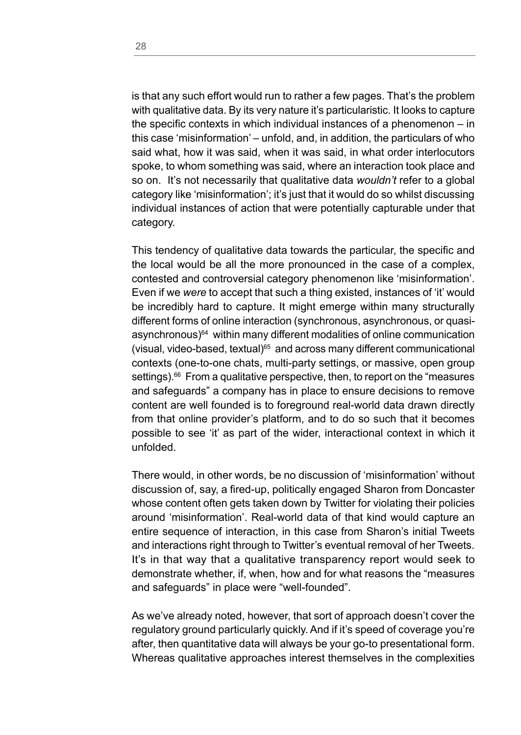is that any such effort would run to rather a few pages. That's the problem with qualitative data. By its very nature it's particularistic. It looks to capture the specific contexts in which individual instances of a phenomenon – in this case 'misinformation' – unfold, and, in addition, the particulars of who said what, how it was said, when it was said, in what order interlocutors spoke, to whom something was said, where an interaction took place and so on. It's not necessarily that qualitative data *wouldn't* refer to a global category like 'misinformation'; it's just that it would do so whilst discussing individual instances of action that were potentially capturable under that category.

This tendency of qualitative data towards the particular, the specific and the local would be all the more pronounced in the case of a complex, contested and controversial category phenomenon like 'misinformation'. Even if we *were* to accept that such a thing existed, instances of 'it' would be incredibly hard to capture. It might emerge within many structurally different forms of online interaction (synchronous, asynchronous, or quasi-asynchronous)[64] within many different modalities of online communication (visual, video-based, textual)[65] and across many different communicational contexts (one-to-one chats, multi-party settings, or massive, open group settings).[66] From a qualitative perspective, then, to report on the "measures and safeguards" a company has in place to ensure decisions to remove content are well founded is to foreground real-world data drawn directly from that online provider's platform, and to do so such that it becomes possible to see 'it' as part of the wider, interactional context in which it unfolded.

There would, in other words, be no discussion of 'misinformation' without discussion of, say, a fired-up, politically engaged Sharon from Doncaster whose content often gets taken down by Twitter for violating their policies around 'misinformation'. Real-world data of that kind would capture an entire sequence of interaction, in this case from Sharon's initial Tweets and interactions right through to Twitter's eventual removal of her Tweets. It's in that way that a qualitative transparency report would seek to demonstrate whether, if, when, how and for what reasons the "measures and safeguards" in place were "well-founded".

As we've already noted, however, that sort of approach doesn't cover the regulatory ground particularly quickly. And if it's speed of coverage you're after, then quantitative data will always be your go-to presentational form. Whereas qualitative approaches interest themselves in the complexities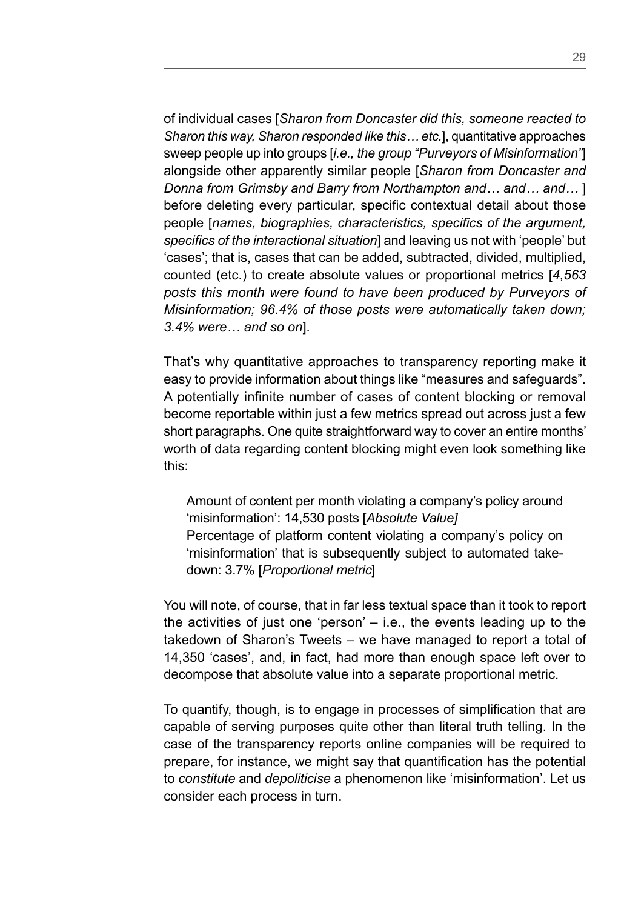of individual cases [*Sharon from Doncaster did this, someone reacted to Sharon this way, Sharon responded like this… etc.*], quantitative approaches sweep people up into groups [*i.e., the group "Purveyors of Misinformation"*] alongside other apparently similar people [*Sharon from Doncaster and Donna from Grimsby and Barry from Northampton and… and… and…* ] before deleting every particular, specific contextual detail about those people [*names, biographies, characteristics, specifics of the argument, specifics of the interactional situation*] and leaving us not with 'people' but 'cases'; that is, cases that can be added, subtracted, divided, multiplied, counted (etc.) to create absolute values or proportional metrics [*4,563 posts this month were found to have been produced by Purveyors of Misinformation; 96.4% of those posts were automatically taken down; 3.4% were… and so on*].

That's why quantitative approaches to transparency reporting make it easy to provide information about things like "measures and safeguards". A potentially infinite number of cases of content blocking or removal become reportable within just a few metrics spread out across just a few short paragraphs. One quite straightforward way to cover an entire months' worth of data regarding content blocking might even look something like this:

> Amount of content per month violating a company's policy around 'misinformation': 14,530 posts [*Absolute Value]*
> Percentage of platform content violating a company's policy on 'misinformation' that is subsequently subject to automated take-down: 3.7% [*Proportional metric*]

You will note, of course, that in far less textual space than it took to report the activities of just one 'person' – i.e., the events leading up to the takedown of Sharon's Tweets – we have managed to report a total of 14,350 'cases', and, in fact, had more than enough space left over to decompose that absolute value into a separate proportional metric.

To quantify, though, is to engage in processes of simplification that are capable of serving purposes quite other than literal truth telling. In the case of the transparency reports online companies will be required to prepare, for instance, we might say that quantification has the potential to *constitute* and *depoliticise* a phenomenon like 'misinformation'. Let us consider each process in turn.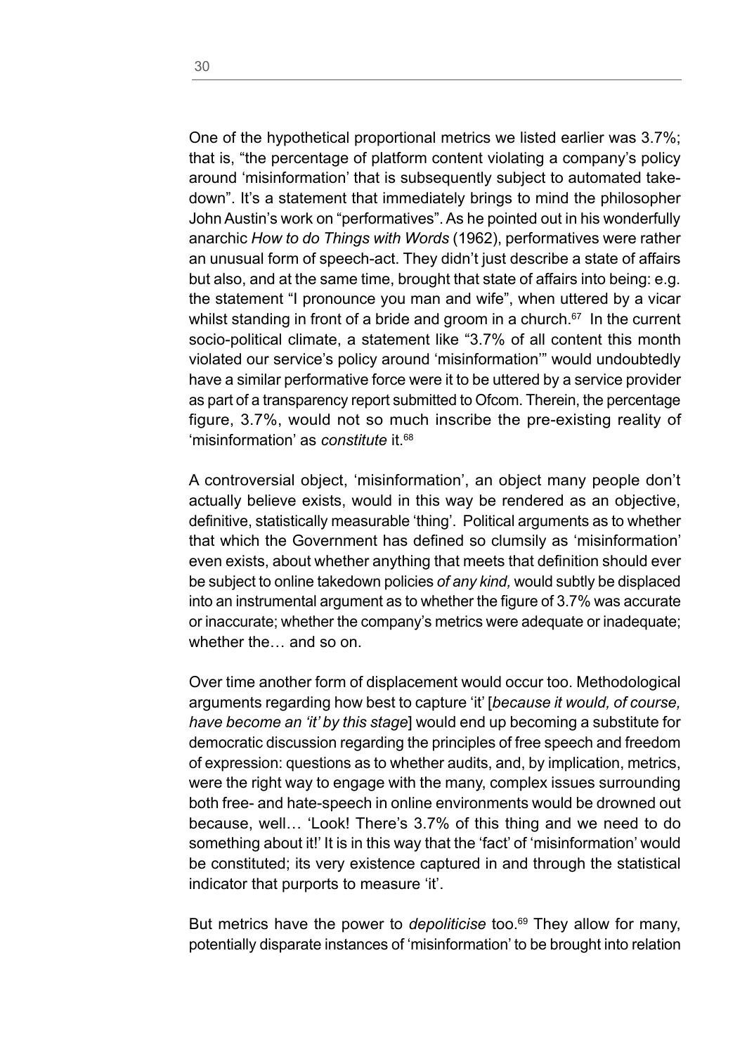One of the hypothetical proportional metrics we listed earlier was 3.7%; that is, "the percentage of platform content violating a company's policy around 'misinformation' that is subsequently subject to automated take-down". It's a statement that immediately brings to mind the philosopher John Austin's work on "performatives". As he pointed out in his wonderfully anarchic *How to do Things with Words* (1962), performatives were rather an unusual form of speech-act. They didn't just describe a state of affairs but also, and at the same time, brought that state of affairs into being: e.g. the statement "I pronounce you man and wife", when uttered by a vicar whilst standing in front of a bride and groom in a church.[67] In the current socio-political climate, a statement like "3.7% of all content this month violated our service's policy around 'misinformation'" would undoubtedly have a similar performative force were it to be uttered by a service provider as part of a transparency report submitted to Ofcom. Therein, the percentage figure, 3.7%, would not so much inscribe the pre-existing reality of 'misinformation' as *constitute* it.[68]

A controversial object, 'misinformation', an object many people don't actually believe exists, would in this way be rendered as an objective, definitive, statistically measurable 'thing'. Political arguments as to whether that which the Government has defined so clumsily as 'misinformation' even exists, about whether anything that meets that definition should ever be subject to online takedown policies *of any kind,* would subtly be displaced into an instrumental argument as to whether the figure of 3.7% was accurate or inaccurate; whether the company's metrics were adequate or inadequate; whether the… and so on.

Over time another form of displacement would occur too. Methodological arguments regarding how best to capture 'it' [*because it would, of course, have become an 'it' by this stage*] would end up becoming a substitute for democratic discussion regarding the principles of free speech and freedom of expression: questions as to whether audits, and, by implication, metrics, were the right way to engage with the many, complex issues surrounding both free- and hate-speech in online environments would be drowned out because, well… 'Look! There's 3.7% of this thing and we need to do something about it!' It is in this way that the 'fact' of 'misinformation' would be constituted; its very existence captured in and through the statistical indicator that purports to measure 'it'.

But metrics have the power to *depoliticise* too.[69] They allow for many, potentially disparate instances of 'misinformation' to be brought into relation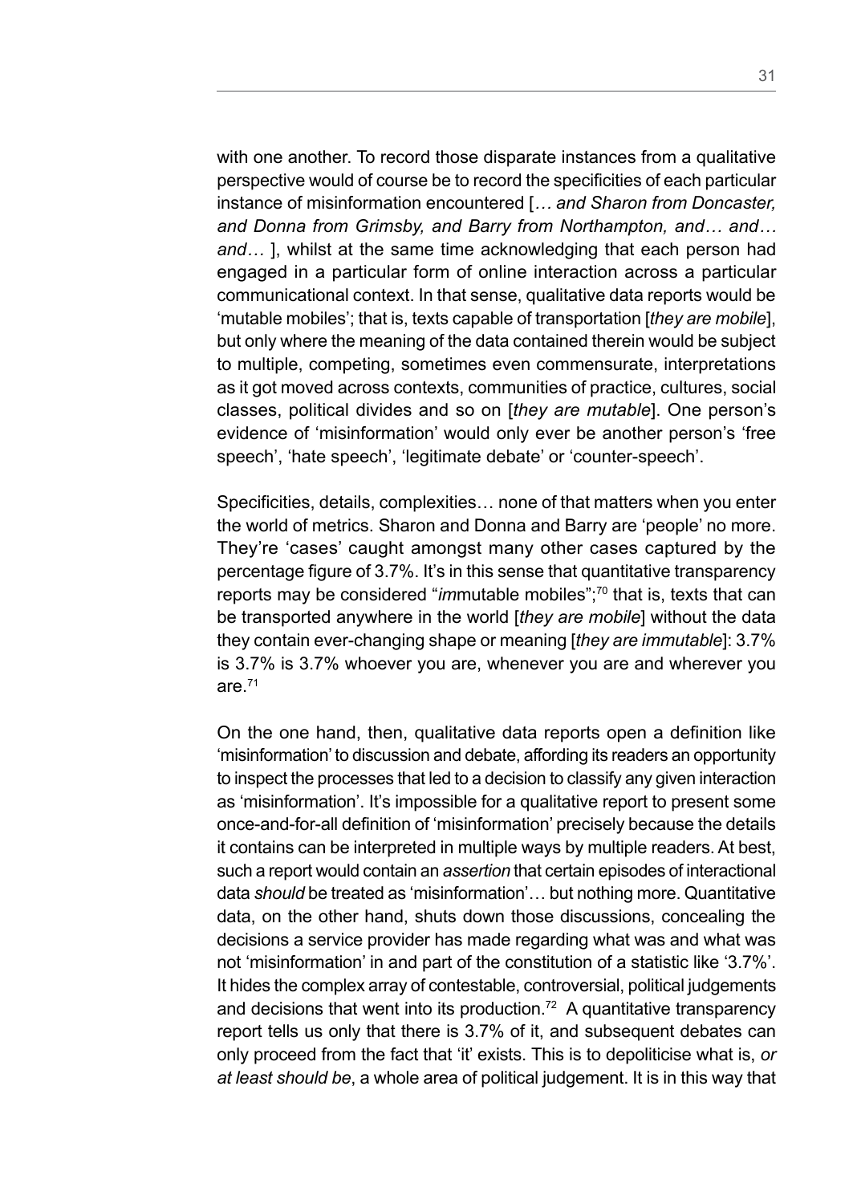with one another. To record those disparate instances from a qualitative perspective would of course be to record the specificities of each particular instance of misinformation encountered [*… and Sharon from Doncaster, and Donna from Grimsby, and Barry from Northampton, and… and… and…* ], whilst at the same time acknowledging that each person had engaged in a particular form of online interaction across a particular communicational context. In that sense, qualitative data reports would be 'mutable mobiles'; that is, texts capable of transportation [*they are mobile*], but only where the meaning of the data contained therein would be subject to multiple, competing, sometimes even commensurate, interpretations as it got moved across contexts, communities of practice, cultures, social classes, political divides and so on [*they are mutable*]. One person's evidence of 'misinformation' would only ever be another person's 'free speech', 'hate speech', 'legitimate debate' or 'counter-speech'.

Specificities, details, complexities… none of that matters when you enter the world of metrics. Sharon and Donna and Barry are 'people' no more. They're 'cases' caught amongst many other cases captured by the percentage figure of 3.7%. It's in this sense that quantitative transparency reports may be considered "*im*mutable mobiles";[70] that is, texts that can be transported anywhere in the world [*they are mobile*] without the data they contain ever-changing shape or meaning [*they are immutable*]: 3.7% is 3.7% is 3.7% whoever you are, whenever you are and wherever you are.[71]

On the one hand, then, qualitative data reports open a definition like 'misinformation' to discussion and debate, affording its readers an opportunity to inspect the processes that led to a decision to classify any given interaction as 'misinformation'. It's impossible for a qualitative report to present some once-and-for-all definition of 'misinformation' precisely because the details it contains can be interpreted in multiple ways by multiple readers. At best, such a report would contain an *assertion* that certain episodes of interactional data *should* be treated as 'misinformation'… but nothing more. Quantitative data, on the other hand, shuts down those discussions, concealing the decisions a service provider has made regarding what was and what was not 'misinformation' in and part of the constitution of a statistic like '3.7%'. It hides the complex array of contestable, controversial, political judgements and decisions that went into its production.[72] A quantitative transparency report tells us only that there is 3.7% of it, and subsequent debates can only proceed from the fact that 'it' exists. This is to depoliticise what is, *or at least should be*, a whole area of political judgement. It is in this way that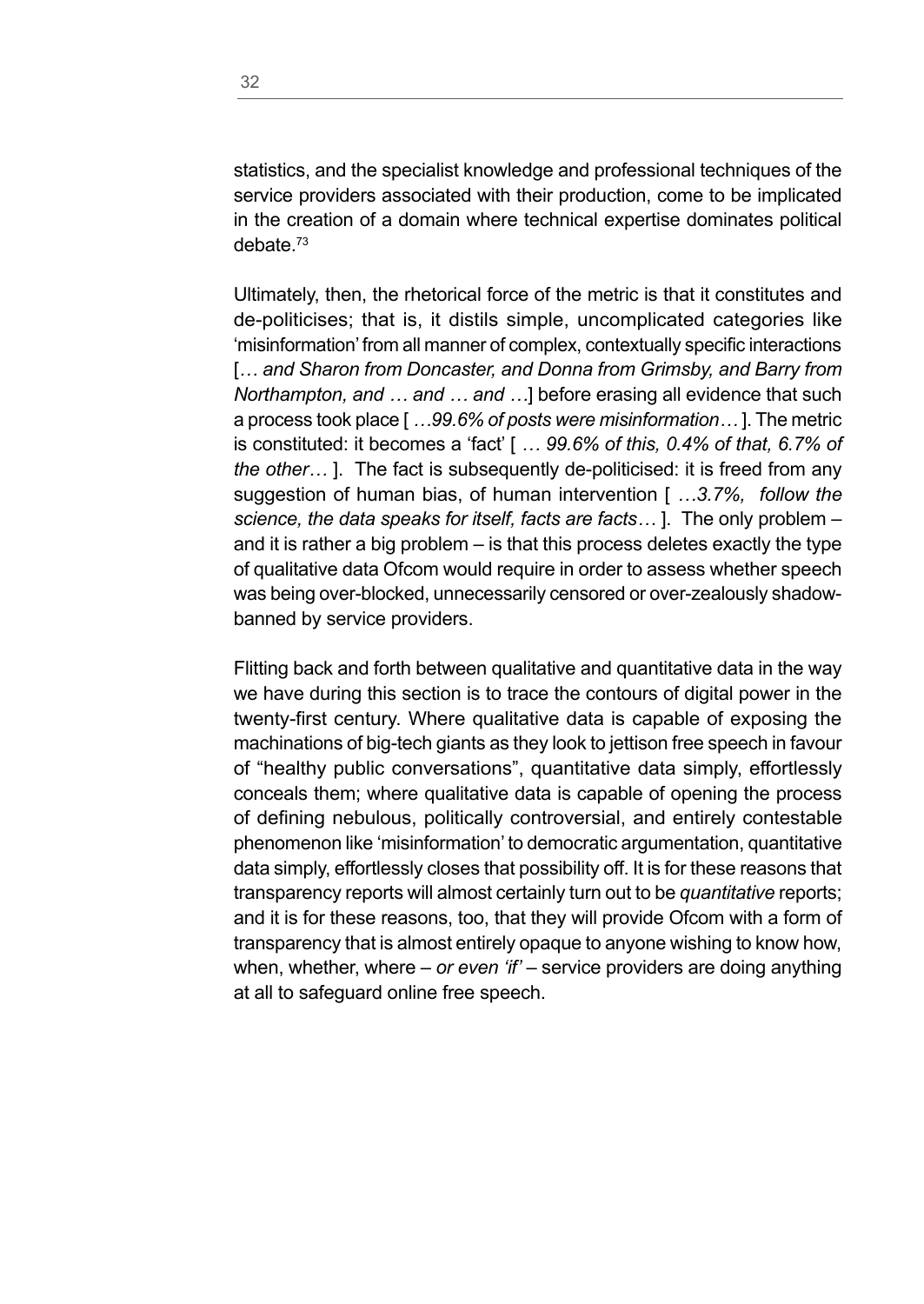statistics, and the specialist knowledge and professional techniques of the service providers associated with their production, come to be implicated in the creation of a domain where technical expertise dominates political debate.[73]

Ultimately, then, the rhetorical force of the metric is that it constitutes and de-politicises; that is, it distils simple, uncomplicated categories like 'misinformation' from all manner of complex, contextually specific interactions [*… and Sharon from Doncaster, and Donna from Grimsby, and Barry from Northampton, and … and … and …*] before erasing all evidence that such a process took place [ *…99.6% of posts were misinformation…* ]. The metric is constituted: it becomes a 'fact' [ *… 99.6% of this, 0.4% of that, 6.7% of the other…* ]. The fact is subsequently de-politicised: it is freed from any suggestion of human bias, of human intervention [ *…3.7%, follow the science, the data speaks for itself, facts are facts…* ]. The only problem – and it is rather a big problem – is that this process deletes exactly the type of qualitative data Ofcom would require in order to assess whether speech was being over-blocked, unnecessarily censored or over-zealously shadow-banned by service providers.

Flitting back and forth between qualitative and quantitative data in the way we have during this section is to trace the contours of digital power in the twenty-first century. Where qualitative data is capable of exposing the machinations of big-tech giants as they look to jettison free speech in favour of "healthy public conversations", quantitative data simply, effortlessly conceals them; where qualitative data is capable of opening the process of defining nebulous, politically controversial, and entirely contestable phenomenon like 'misinformation' to democratic argumentation, quantitative data simply, effortlessly closes that possibility off. It is for these reasons that transparency reports will almost certainly turn out to be *quantitative* reports; and it is for these reasons, too, that they will provide Ofcom with a form of transparency that is almost entirely opaque to anyone wishing to know how, when, whether, where – *or even 'if'* – service providers are doing anything at all to safeguard online free speech.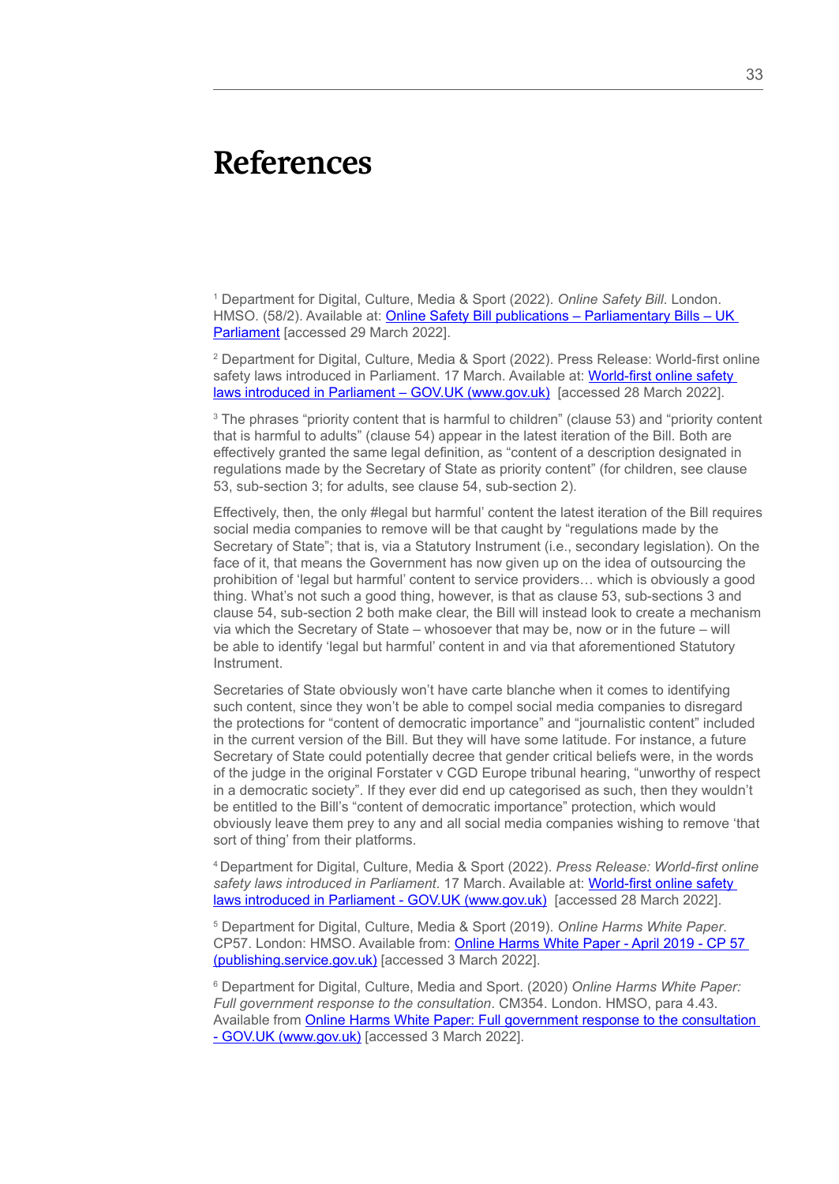# References

[1] Department for Digital, Culture, Media & Sport (2022). *Online Safety Bill*. London. HMSO. (58/2). Available at: [Online Safety Bill publications – Parliamentary Bills – UK Parliament] [accessed 29 March 2022].

[2] Department for Digital, Culture, Media & Sport (2022). Press Release: World-first online safety laws introduced in Parliament. 17 March. Available at: [World-first online safety laws introduced in Parliament – GOV.UK (www.gov.uk)] [accessed 28 March 2022].

[3] The phrases "priority content that is harmful to children" (clause 53) and "priority content that is harmful to adults" (clause 54) appear in the latest iteration of the Bill. Both are effectively granted the same legal definition, as "content of a description designated in regulations made by the Secretary of State as priority content" (for children, see clause 53, sub-section 3; for adults, see clause 54, sub-section 2).

Effectively, then, the only #legal but harmful' content the latest iteration of the Bill requires social media companies to remove will be that caught by "regulations made by the Secretary of State"; that is, via a Statutory Instrument (i.e., secondary legislation). On the face of it, that means the Government has now given up on the idea of outsourcing the prohibition of 'legal but harmful' content to service providers… which is obviously a good thing. What's not such a good thing, however, is that as clause 53, sub-sections 3 and clause 54, sub-section 2 both make clear, the Bill will instead look to create a mechanism via which the Secretary of State – whosoever that may be, now or in the future – will be able to identify 'legal but harmful' content in and via that aforementioned Statutory Instrument.

Secretaries of State obviously won't have carte blanche when it comes to identifying such content, since they won't be able to compel social media companies to disregard the protections for "content of democratic importance" and "journalistic content" included in the current version of the Bill. But they will have some latitude. For instance, a future Secretary of State could potentially decree that gender critical beliefs were, in the words of the judge in the original Forstater v CGD Europe tribunal hearing, "unworthy of respect in a democratic society". If they ever did end up categorised as such, then they wouldn't be entitled to the Bill's "content of democratic importance" protection, which would obviously leave them prey to any and all social media companies wishing to remove 'that sort of thing' from their platforms.

[4] Department for Digital, Culture, Media & Sport (2022). *Press Release: World-first online safety laws introduced in Parliament*. 17 March. Available at: [World-first online safety laws introduced in Parliament - GOV.UK (www.gov.uk)] [accessed 28 March 2022].

[5] Department for Digital, Culture, Media & Sport (2019). *Online Harms White Paper*. CP57. London: HMSO. Available from: [Online Harms White Paper - April 2019 - CP 57 (publishing.service.gov.uk)] [accessed 3 March 2022].

[6] Department for Digital, Culture, Media and Sport. (2020) *Online Harms White Paper: Full government response to the consultation*. CM354. London. HMSO, para 4.43. Available from [Online Harms White Paper: Full government response to the consultation - GOV.UK (www.gov.uk)] [accessed 3 March 2022].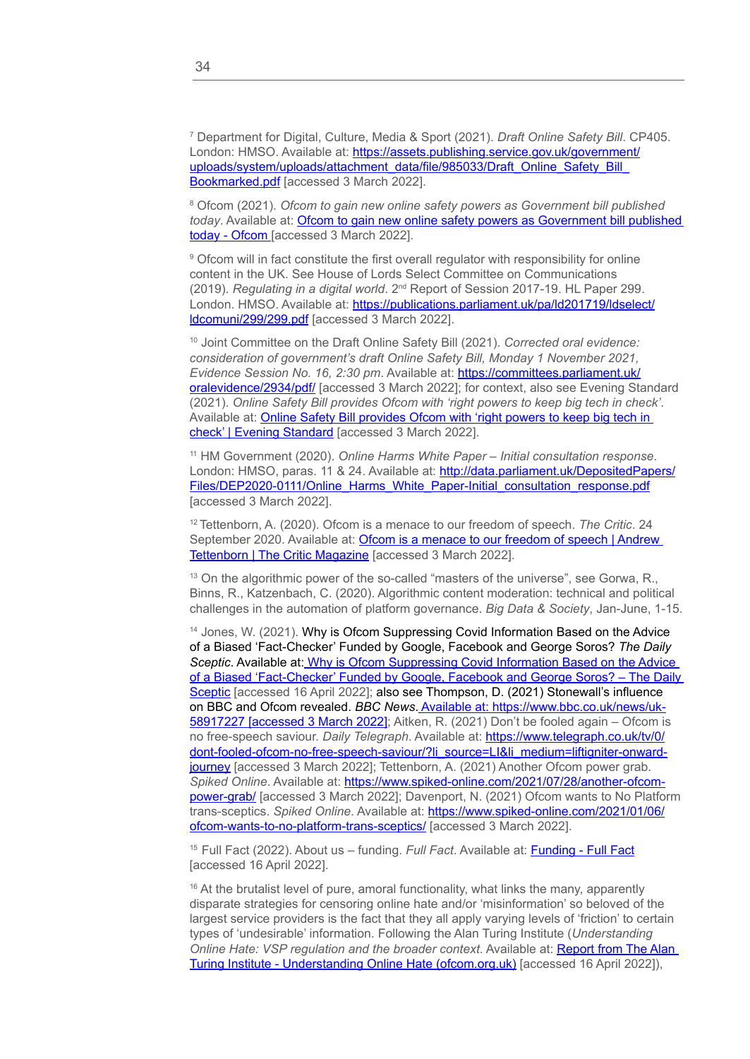[7] Department for Digital, Culture, Media & Sport (2021). *Draft Online Safety Bill*. CP405. London: HMSO. Available at: [https://assets.publishing.service.gov.uk/government/uploads/system/uploads/attachment_data/file/985033/Draft_Online_Safety_Bill_Bookmarked.pdf](https://assets.publishing.service.gov.uk/government/uploads/system/uploads/attachment_data/file/985033/Draft_Online_Safety_Bill_Bookmarked.pdf) [accessed 3 March 2022].

[8] Ofcom (2021). *Ofcom to gain new online safety powers as Government bill published today*. Available at: Ofcom to gain new online safety powers as Government bill published today - Ofcom [accessed 3 March 2022].

[9] Ofcom will in fact constitute the first overall regulator with responsibility for online content in the UK. See House of Lords Select Committee on Communications (2019). *Regulating in a digital world*. 2nd Report of Session 2017-19. HL Paper 299. London. HMSO. Available at: [https://publications.parliament.uk/pa/ld201719/ldselect/ldcomuni/299/299.pdf](https://publications.parliament.uk/pa/ld201719/ldselect/ldcomuni/299/299.pdf) [accessed 3 March 2022].

[10] Joint Committee on the Draft Online Safety Bill (2021). *Corrected oral evidence: consideration of government's draft Online Safety Bill, Monday 1 November 2021, Evidence Session No. 16, 2:30 pm*. Available at: [https://committees.parliament.uk/oralevidence/2934/pdf/](https://committees.parliament.uk/oralevidence/2934/pdf/) [accessed 3 March 2022]; for context, also see Evening Standard (2021). *Online Safety Bill provides Ofcom with 'right powers to keep big tech in check'*. Available at: Online Safety Bill provides Ofcom with 'right powers to keep big tech in check' | Evening Standard [accessed 3 March 2022].

[11] HM Government (2020). *Online Harms White Paper – Initial consultation response*. London: HMSO, paras. 11 & 24. Available at: [http://data.parliament.uk/DepositedPapers/Files/DEP2020-0111/Online_Harms_White_Paper-Initial_consultation_response.pdf](http://data.parliament.uk/DepositedPapers/Files/DEP2020-0111/Online_Harms_White_Paper-Initial_consultation_response.pdf) [accessed 3 March 2022].

[12] Tettenborn, A. (2020). Ofcom is a menace to our freedom of speech. *The Critic*. 24 September 2020. Available at: Ofcom is a menace to our freedom of speech | Andrew Tettenborn | The Critic Magazine [accessed 3 March 2022].

[13] On the algorithmic power of the so-called "masters of the universe", see Gorwa, R., Binns, R., Katzenbach, C. (2020). Algorithmic content moderation: technical and political challenges in the automation of platform governance. *Big Data & Society*, Jan-June, 1-15.

[14] Jones, W. (2021). Why is Ofcom Suppressing Covid Information Based on the Advice of a Biased 'Fact-Checker' Funded by Google, Facebook and George Soros? *The Daily Sceptic*. Available at: Why is Ofcom Suppressing Covid Information Based on the Advice of a Biased 'Fact-Checker' Funded by Google, Facebook and George Soros? – The Daily Sceptic [accessed 16 April 2022]; also see Thompson, D. (2021) Stonewall's influence on BBC and Ofcom revealed. *BBC News*. Available at: [https://www.bbc.co.uk/news/uk-58917227](https://www.bbc.co.uk/news/uk-58917227) [accessed 3 March 2022]; Aitken, R. (2021) Don't be fooled again – Ofcom is no free-speech saviour. *Daily Telegraph*. Available at: [https://www.telegraph.co.uk/tv/0/dont-fooled-ofcom-no-free-speech-saviour/?li_source=LI&li_medium=liftigniter-onward-journey](https://www.telegraph.co.uk/tv/0/dont-fooled-ofcom-no-free-speech-saviour/?li_source=LI&li_medium=liftigniter-onward-journey) [accessed 3 March 2022]; Tettenborn, A. (2021) Another Ofcom power grab. *Spiked Online*. Available at: [https://www.spiked-online.com/2021/07/28/another-ofcom-power-grab/](https://www.spiked-online.com/2021/07/28/another-ofcom-power-grab/) [accessed 3 March 2022]; Davenport, N. (2021) Ofcom wants to No Platform trans-sceptics. *Spiked Online*. Available at: [https://www.spiked-online.com/2021/01/06/ofcom-wants-to-no-platform-trans-sceptics/](https://www.spiked-online.com/2021/01/06/ofcom-wants-to-no-platform-trans-sceptics/) [accessed 3 March 2022].

[15] Full Fact (2022). About us – funding. *Full Fact*. Available at: Funding - Full Fact [accessed 16 April 2022].

[16] At the brutalist level of pure, amoral functionality, what links the many, apparently disparate strategies for censoring online hate and/or 'misinformation' so beloved of the largest service providers is the fact that they all apply varying levels of 'friction' to certain types of 'undesirable' information. Following the Alan Turing Institute (*Understanding Online Hate: VSP regulation and the broader context*. Available at: Report from The Alan Turing Institute - Understanding Online Hate (ofcom.org.uk) [accessed 16 April 2022]),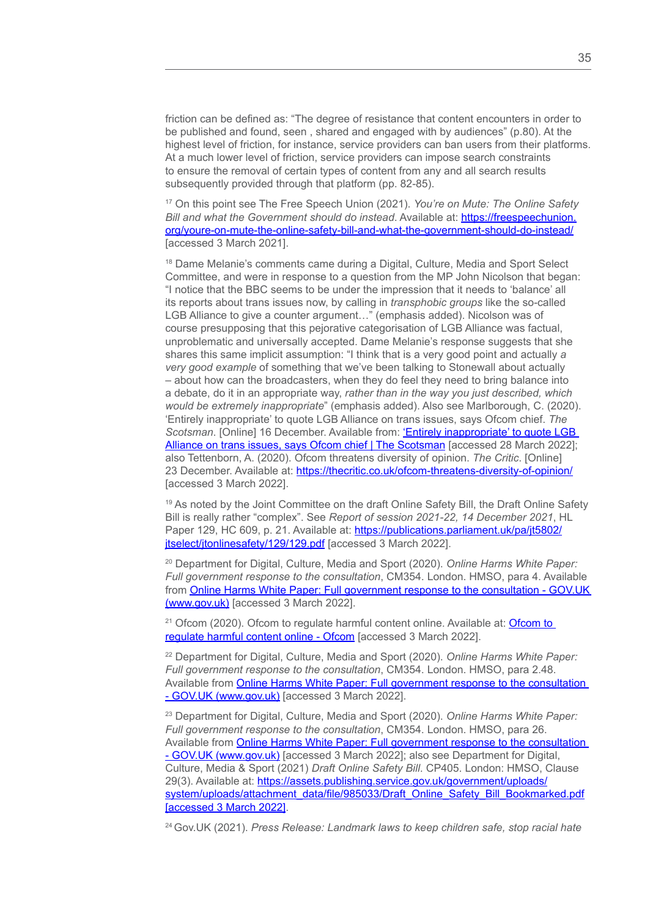friction can be defined as: "The degree of resistance that content encounters in order to be published and found, seen , shared and engaged with by audiences" (p.80). At the highest level of friction, for instance, service providers can ban users from their platforms. At a much lower level of friction, service providers can impose search constraints to ensure the removal of certain types of content from any and all search results subsequently provided through that platform (pp. 82-85).

[17] On this point see The Free Speech Union (2021). *You're on Mute: The Online Safety Bill and what the Government should do instead*. Available at: https://freespeechunion.org/youre-on-mute-the-online-safety-bill-and-what-the-government-should-do-instead/ [accessed 3 March 2021].

[18] Dame Melanie's comments came during a Digital, Culture, Media and Sport Select Committee, and were in response to a question from the MP John Nicolson that began: "I notice that the BBC seems to be under the impression that it needs to 'balance' all its reports about trans issues now, by calling in *transphobic groups* like the so-called LGB Alliance to give a counter argument…" (emphasis added). Nicolson was of course presupposing that this pejorative categorisation of LGB Alliance was factual, unproblematic and universally accepted. Dame Melanie's response suggests that she shares this same implicit assumption: "I think that is a very good point and actually *a very good example* of something that we've been talking to Stonewall about actually – about how can the broadcasters, when they do feel they need to bring balance into a debate, do it in an appropriate way, *rather than in the way you just described, which would be extremely inappropriate*" (emphasis added). Also see Marlborough, C. (2020). 'Entirely inappropriate' to quote LGB Alliance on trans issues, says Ofcom chief. *The Scotsman*. [Online] 16 December. Available from: 'Entirely inappropriate' to quote LGB Alliance on trans issues, says Ofcom chief | The Scotsman [accessed 28 March 2022]; also Tettenborn, A. (2020). Ofcom threatens diversity of opinion. *The Critic*. [Online] 23 December. Available at: https://thecritic.co.uk/ofcom-threatens-diversity-of-opinion/ [accessed 3 March 2022].

[19] As noted by the Joint Committee on the draft Online Safety Bill, the Draft Online Safety Bill is really rather "complex". See *Report of session 2021-22, 14 December 2021*, HL Paper 129, HC 609, p. 21. Available at: https://publications.parliament.uk/pa/jt5802/jtselect/jtonlinesafety/129/129.pdf [accessed 3 March 2022].

[20] Department for Digital, Culture, Media and Sport (2020). *Online Harms White Paper: Full government response to the consultation*, CM354. London. HMSO, para 4. Available from Online Harms White Paper: Full government response to the consultation - GOV.UK (www.gov.uk) [accessed 3 March 2022].

[21] Ofcom (2020). Ofcom to regulate harmful content online. Available at: Ofcom to regulate harmful content online - Ofcom [accessed 3 March 2022].

[22] Department for Digital, Culture, Media and Sport (2020). *Online Harms White Paper: Full government response to the consultation*, CM354. London. HMSO, para 2.48. Available from Online Harms White Paper: Full government response to the consultation - GOV.UK (www.gov.uk) [accessed 3 March 2022].

[23] Department for Digital, Culture, Media and Sport (2020). *Online Harms White Paper: Full government response to the consultation*, CM354. London. HMSO, para 26. Available from Online Harms White Paper: Full government response to the consultation - GOV.UK (www.gov.uk) [accessed 3 March 2022]; also see Department for Digital, Culture, Media & Sport (2021) *Draft Online Safety Bill.* CP405. London: HMSO, Clause 29(3). Available at: https://assets.publishing.service.gov.uk/government/uploads/system/uploads/attachment_data/file/985033/Draft_Online_Safety_Bill_Bookmarked.pdf [accessed 3 March 2022].

[24] Gov.UK (2021). *Press Release: Landmark laws to keep children safe, stop racial hate*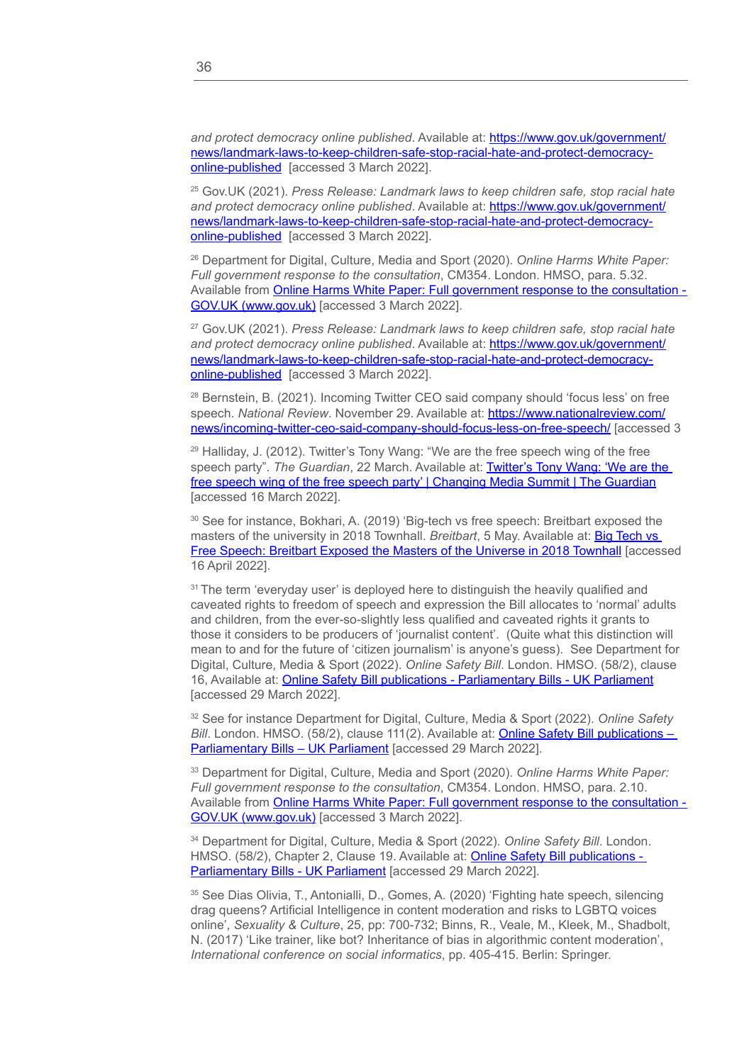*and protect democracy online published*. Available at: [https://www.gov.uk/government/news/landmark-laws-to-keep-children-safe-stop-racial-hate-and-protect-democracy-online-published](https://www.gov.uk/government/news/landmark-laws-to-keep-children-safe-stop-racial-hate-and-protect-democracy-online-published) [accessed 3 March 2022].

[25] Gov.UK (2021). *Press Release: Landmark laws to keep children safe, stop racial hate and protect democracy online published*. Available at: [https://www.gov.uk/government/news/landmark-laws-to-keep-children-safe-stop-racial-hate-and-protect-democracy-online-published](https://www.gov.uk/government/news/landmark-laws-to-keep-children-safe-stop-racial-hate-and-protect-democracy-online-published) [accessed 3 March 2022].

[26] Department for Digital, Culture, Media and Sport (2020). *Online Harms White Paper: Full government response to the consultation*, CM354. London. HMSO, para. 5.32. Available from Online Harms White Paper: Full government response to the consultation - GOV.UK (www.gov.uk) [accessed 3 March 2022].

[27] Gov.UK (2021). *Press Release: Landmark laws to keep children safe, stop racial hate and protect democracy online published*. Available at: [https://www.gov.uk/government/news/landmark-laws-to-keep-children-safe-stop-racial-hate-and-protect-democracy-online-published](https://www.gov.uk/government/news/landmark-laws-to-keep-children-safe-stop-racial-hate-and-protect-democracy-online-published) [accessed 3 March 2022].

[28] Bernstein, B. (2021). Incoming Twitter CEO said company should 'focus less' on free speech. *National Review*. November 29. Available at: [https://www.nationalreview.com/news/incoming-twitter-ceo-said-company-should-focus-less-on-free-speech/](https://www.nationalreview.com/news/incoming-twitter-ceo-said-company-should-focus-less-on-free-speech/) [accessed 3

[29] Halliday, J. (2012). Twitter's Tony Wang: "We are the free speech wing of the free speech party". *The Guardian*, 22 March. Available at: Twitter's Tony Wang: 'We are the free speech wing of the free speech party' | Changing Media Summit | The Guardian [accessed 16 March 2022].

[30] See for instance, Bokhari, A. (2019) 'Big-tech vs free speech: Breitbart exposed the masters of the university in 2018 Townhall. *Breitbart*, 5 May. Available at: Big Tech vs Free Speech: Breitbart Exposed the Masters of the Universe in 2018 Townhall [accessed 16 April 2022].

[31] The term 'everyday user' is deployed here to distinguish the heavily qualified and caveated rights to freedom of speech and expression the Bill allocates to 'normal' adults and children, from the ever-so-slightly less qualified and caveated rights it grants to those it considers to be producers of 'journalist content'. (Quite what this distinction will mean to and for the future of 'citizen journalism' is anyone's guess). See Department for Digital, Culture, Media & Sport (2022). *Online Safety Bill*. London. HMSO. (58/2), clause 16, Available at: Online Safety Bill publications - Parliamentary Bills - UK Parliament [accessed 29 March 2022].

[32] See for instance Department for Digital, Culture, Media & Sport (2022). *Online Safety Bill*. London. HMSO. (58/2), clause 111(2). Available at: Online Safety Bill publications – Parliamentary Bills – UK Parliament [accessed 29 March 2022].

[33] Department for Digital, Culture, Media and Sport (2020). *Online Harms White Paper: Full government response to the consultation*, CM354. London. HMSO, para. 2.10. Available from Online Harms White Paper: Full government response to the consultation - GOV.UK (www.gov.uk) [accessed 3 March 2022].

[34] Department for Digital, Culture, Media & Sport (2022). *Online Safety Bill*. London. HMSO. (58/2), Chapter 2, Clause 19. Available at: Online Safety Bill publications - Parliamentary Bills - UK Parliament [accessed 29 March 2022].

[35] See Dias Olivia, T., Antonialli, D., Gomes, A. (2020) 'Fighting hate speech, silencing drag queens? Artificial Intelligence in content moderation and risks to LGBTQ voices online', *Sexuality & Culture*, 25, pp: 700-732; Binns, R., Veale, M., Kleek, M., Shadbolt, N. (2017) 'Like trainer, like bot? Inheritance of bias in algorithmic content moderation', *International conference on social informatics*, pp. 405-415. Berlin: Springer.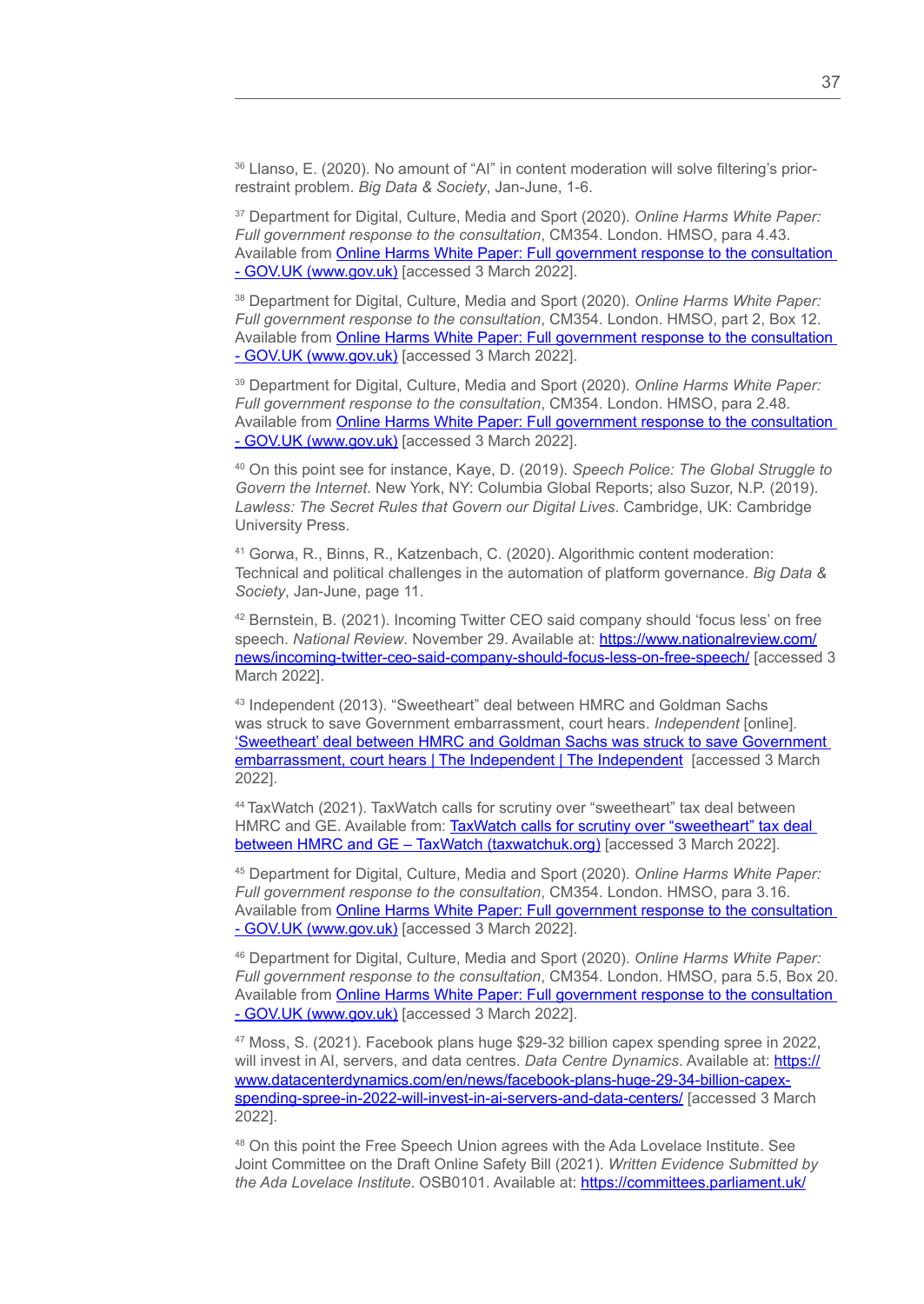[36] Llanso, E. (2020). No amount of "AI" in content moderation will solve filtering's prior-restraint problem. *Big Data & Society*, Jan-June, 1-6.

[37] Department for Digital, Culture, Media and Sport (2020). *Online Harms White Paper: Full government response to the consultation*, CM354. London. HMSO, para 4.43. Available from [Online Harms White Paper: Full government response to the consultation - GOV.UK (www.gov.uk)] [accessed 3 March 2022].

[38] Department for Digital, Culture, Media and Sport (2020). *Online Harms White Paper: Full government response to the consultation*, CM354. London. HMSO, part 2, Box 12. Available from [Online Harms White Paper: Full government response to the consultation - GOV.UK (www.gov.uk)] [accessed 3 March 2022].

[39] Department for Digital, Culture, Media and Sport (2020). *Online Harms White Paper: Full government response to the consultation*, CM354. London. HMSO, para 2.48. Available from [Online Harms White Paper: Full government response to the consultation - GOV.UK (www.gov.uk)] [accessed 3 March 2022].

[40] On this point see for instance, Kaye, D. (2019). *Speech Police: The Global Struggle to Govern the Internet*. New York, NY: Columbia Global Reports; also Suzor, N.P. (2019). *Lawless: The Secret Rules that Govern our Digital Lives*. Cambridge, UK: Cambridge University Press.

[41] Gorwa, R., Binns, R., Katzenbach, C. (2020). Algorithmic content moderation: Technical and political challenges in the automation of platform governance. *Big Data & Society*, Jan-June, page 11.

[42] Bernstein, B. (2021). Incoming Twitter CEO said company should 'focus less' on free speech. *National Review*. November 29. Available at: https://www.nationalreview.com/news/incoming-twitter-ceo-said-company-should-focus-less-on-free-speech/ [accessed 3 March 2022].

[43] Independent (2013). "Sweetheart" deal between HMRC and Goldman Sachs was struck to save Government embarrassment, court hears. *Independent* [online]. ['Sweetheart' deal between HMRC and Goldman Sachs was struck to save Government embarrassment, court hears | The Independent | The Independent] [accessed 3 March 2022].

[44] TaxWatch (2021). TaxWatch calls for scrutiny over "sweetheart" tax deal between HMRC and GE. Available from: [TaxWatch calls for scrutiny over "sweetheart" tax deal between HMRC and GE – TaxWatch (taxwatchuk.org)] [accessed 3 March 2022].

[45] Department for Digital, Culture, Media and Sport (2020). *Online Harms White Paper: Full government response to the consultation*, CM354. London. HMSO, para 3.16. Available from [Online Harms White Paper: Full government response to the consultation - GOV.UK (www.gov.uk)] [accessed 3 March 2022].

[46] Department for Digital, Culture, Media and Sport (2020). *Online Harms White Paper: Full government response to the consultation*, CM354. London. HMSO, para 5.5, Box 20. Available from [Online Harms White Paper: Full government response to the consultation - GOV.UK (www.gov.uk)] [accessed 3 March 2022].

[47] Moss, S. (2021). Facebook plans huge $29-32 billion capex spending spree in 2022, will invest in AI, servers, and data centres. *Data Centre Dynamics*. Available at: https://www.datacenterdynamics.com/en/news/facebook-plans-huge-29-34-billion-capex-spending-spree-in-2022-will-invest-in-ai-servers-and-data-centers/ [accessed 3 March 2022].

[48] On this point the Free Speech Union agrees with the Ada Lovelace Institute. See Joint Committee on the Draft Online Safety Bill (2021). *Written Evidence Submitted by the Ada Lovelace Institute*. OSB0101. Available at: https://committees.parliament.uk/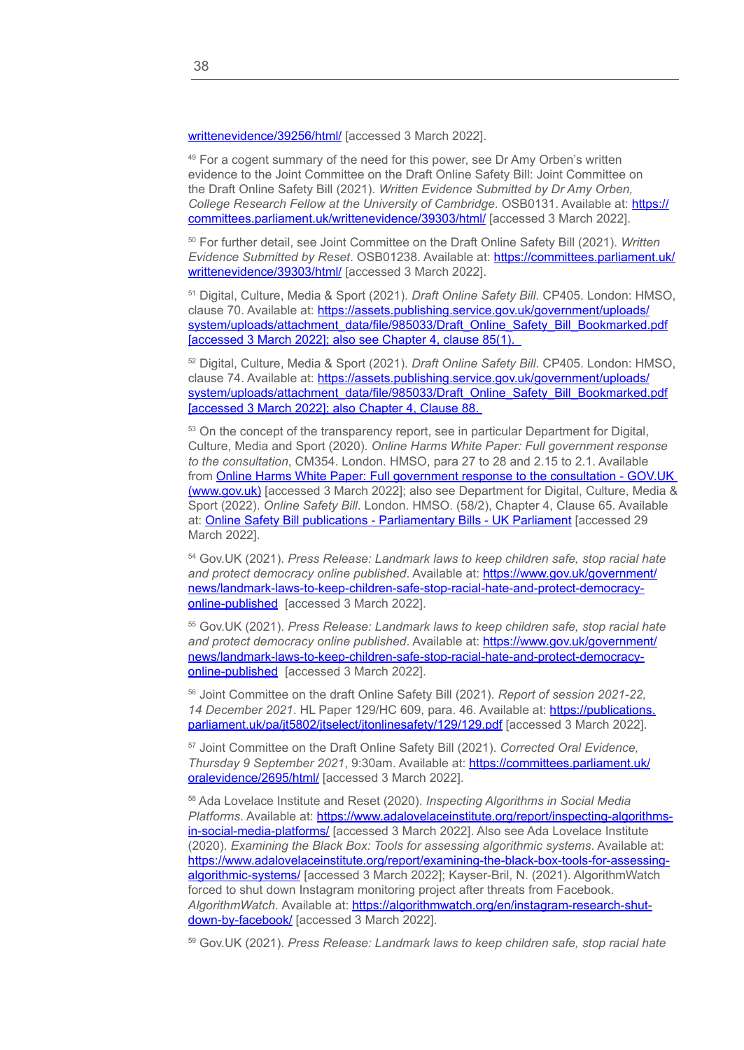writtenevidence/39256/html/ [accessed 3 March 2022].

[49] For a cogent summary of the need for this power, see Dr Amy Orben's written evidence to the Joint Committee on the Draft Online Safety Bill: Joint Committee on the Draft Online Safety Bill (2021). *Written Evidence Submitted by Dr Amy Orben, College Research Fellow at the University of Cambridge*. OSB0131. Available at: https://committees.parliament.uk/writtenevidence/39303/html/ [accessed 3 March 2022].

[50] For further detail, see Joint Committee on the Draft Online Safety Bill (2021). *Written Evidence Submitted by Reset*. OSB01238. Available at: https://committees.parliament.uk/writtenevidence/39303/html/ [accessed 3 March 2022].

[51] Digital, Culture, Media & Sport (2021). *Draft Online Safety Bill*. CP405. London: HMSO, clause 70. Available at: https://assets.publishing.service.gov.uk/government/uploads/system/uploads/attachment_data/file/985033/Draft_Online_Safety_Bill_Bookmarked.pdf [accessed 3 March 2022]; also see Chapter 4, clause 85(1).

[52] Digital, Culture, Media & Sport (2021). *Draft Online Safety Bill*. CP405. London: HMSO, clause 74. Available at: https://assets.publishing.service.gov.uk/government/uploads/system/uploads/attachment_data/file/985033/Draft_Online_Safety_Bill_Bookmarked.pdf [accessed 3 March 2022]; also Chapter 4, Clause 88.

[53] On the concept of the transparency report, see in particular Department for Digital, Culture, Media and Sport (2020). *Online Harms White Paper: Full government response to the consultation*, CM354. London. HMSO, para 27 to 28 and 2.15 to 2.1. Available from Online Harms White Paper: Full government response to the consultation - GOV.UK (www.gov.uk) [accessed 3 March 2022]; also see Department for Digital, Culture, Media & Sport (2022). *Online Safety Bill*. London. HMSO. (58/2), Chapter 4, Clause 65. Available at: Online Safety Bill publications - Parliamentary Bills - UK Parliament [accessed 29 March 2022].

[54] Gov.UK (2021). *Press Release: Landmark laws to keep children safe, stop racial hate and protect democracy online published*. Available at: https://www.gov.uk/government/news/landmark-laws-to-keep-children-safe-stop-racial-hate-and-protect-democracy-online-published [accessed 3 March 2022].

[55] Gov.UK (2021). *Press Release: Landmark laws to keep children safe, stop racial hate and protect democracy online published*. Available at: https://www.gov.uk/government/news/landmark-laws-to-keep-children-safe-stop-racial-hate-and-protect-democracy-online-published [accessed 3 March 2022].

[56] Joint Committee on the draft Online Safety Bill (2021). *Report of session 2021-22, 14 December 2021*. HL Paper 129/HC 609, para. 46. Available at: https://publications.parliament.uk/pa/jt5802/jtselect/jtonlinesafety/129/129.pdf [accessed 3 March 2022].

[57] Joint Committee on the Draft Online Safety Bill (2021). *Corrected Oral Evidence, Thursday 9 September 2021*, 9:30am. Available at: https://committees.parliament.uk/oralevidence/2695/html/ [accessed 3 March 2022].

[58] Ada Lovelace Institute and Reset (2020). *Inspecting Algorithms in Social Media Platforms*. Available at: https://www.adalovelaceinstitute.org/report/inspecting-algorithms-in-social-media-platforms/ [accessed 3 March 2022]. Also see Ada Lovelace Institute (2020). *Examining the Black Box: Tools for assessing algorithmic systems*. Available at: https://www.adalovelaceinstitute.org/report/examining-the-black-box-tools-for-assessing-algorithmic-systems/ [accessed 3 March 2022]; Kayser-Bril, N. (2021). AlgorithmWatch forced to shut down Instagram monitoring project after threats from Facebook. *AlgorithmWatch.* Available at: https://algorithmwatch.org/en/instagram-research-shut-down-by-facebook/ [accessed 3 March 2022].

[59] Gov.UK (2021). *Press Release: Landmark laws to keep children safe, stop racial hate*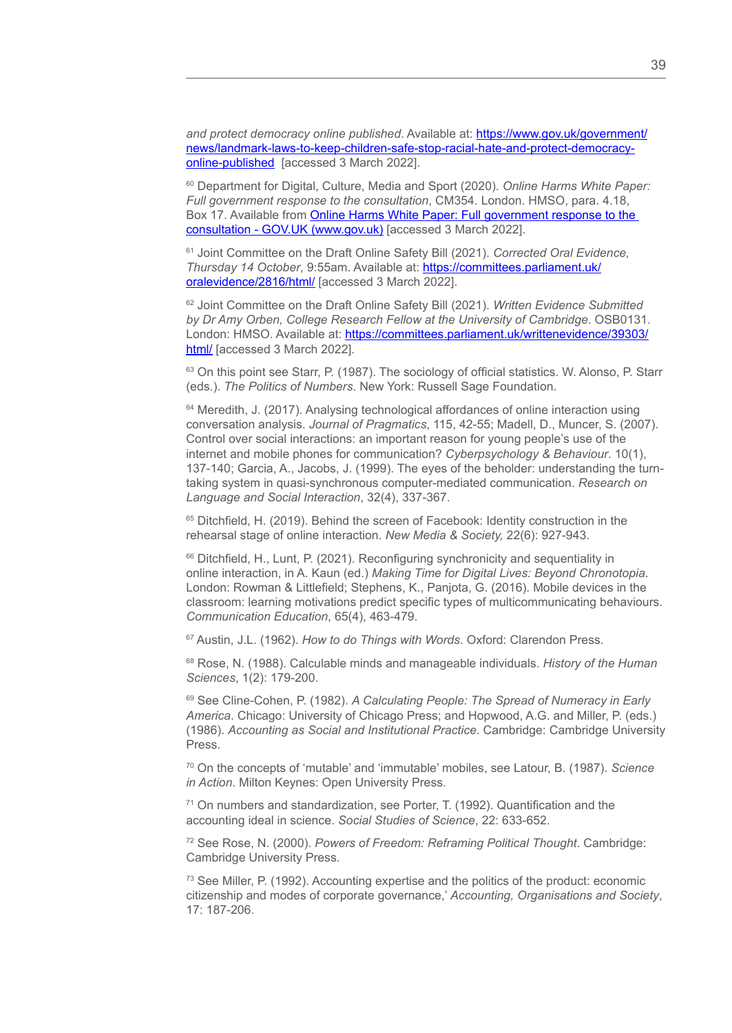*and protect democracy online published*. Available at: [https://www.gov.uk/government/news/landmark-laws-to-keep-children-safe-stop-racial-hate-and-protect-democracy-online-published](https://www.gov.uk/government/news/landmark-laws-to-keep-children-safe-stop-racial-hate-and-protect-democracy-online-published) [accessed 3 March 2022].

[60] Department for Digital, Culture, Media and Sport (2020). *Online Harms White Paper: Full government response to the consultation*, CM354. London. HMSO, para. 4.18, Box 17. Available from [Online Harms White Paper: Full government response to the consultation - GOV.UK (www.gov.uk)](https://www.gov.uk) [accessed 3 March 2022].

[61] Joint Committee on the Draft Online Safety Bill (2021). *Corrected Oral Evidence, Thursday 14 October*, 9:55am. Available at: [https://committees.parliament.uk/oralevidence/2816/html/](https://committees.parliament.uk/oralevidence/2816/html/) [accessed 3 March 2022].

[62] Joint Committee on the Draft Online Safety Bill (2021). *Written Evidence Submitted by Dr Amy Orben, College Research Fellow at the University of Cambridge*. OSB0131. London: HMSO. Available at: [https://committees.parliament.uk/writtenevidence/39303/html/](https://committees.parliament.uk/writtenevidence/39303/html/) [accessed 3 March 2022].

[63] On this point see Starr, P. (1987). The sociology of official statistics. W. Alonso, P. Starr (eds.). *The Politics of Numbers*. New York: Russell Sage Foundation.

[64] Meredith, J. (2017). Analysing technological affordances of online interaction using conversation analysis. *Journal of Pragmatics*, 115, 42-55; Madell, D., Muncer, S. (2007). Control over social interactions: an important reason for young people's use of the internet and mobile phones for communication? *Cyberpsychology & Behaviour*. 10(1), 137-140; Garcia, A., Jacobs, J. (1999). The eyes of the beholder: understanding the turn-taking system in quasi-synchronous computer-mediated communication. *Research on Language and Social Interaction*, 32(4), 337-367.

[65] Ditchfield, H. (2019). Behind the screen of Facebook: Identity construction in the rehearsal stage of online interaction. *New Media & Society,* 22(6): 927-943.

[66] Ditchfield, H., Lunt, P. (2021). Reconfiguring synchronicity and sequentiality in online interaction, in A. Kaun (ed.) *Making Time for Digital Lives: Beyond Chronotopia*. London: Rowman & Littlefield; Stephens, K., Panjota, G. (2016). Mobile devices in the classroom: learning motivations predict specific types of multicommunicating behaviours. *Communication Education*, 65(4), 463-479.

[67] Austin, J.L. (1962). *How to do Things with Words*. Oxford: Clarendon Press.

[68] Rose, N. (1988). Calculable minds and manageable individuals. *History of the Human Sciences*, 1(2): 179-200.

[69] See Cline-Cohen, P. (1982). *A Calculating People: The Spread of Numeracy in Early America*. Chicago: University of Chicago Press; and Hopwood, A.G. and Miller, P. (eds.) (1986). *Accounting as Social and Institutional Practice*. Cambridge: Cambridge University Press.

[70] On the concepts of 'mutable' and 'immutable' mobiles, see Latour, B. (1987). *Science in Action*. Milton Keynes: Open University Press.

[71] On numbers and standardization, see Porter, T. (1992). Quantification and the accounting ideal in science. *Social Studies of Science*, 22: 633-652.

[72] See Rose, N. (2000). *Powers of Freedom: Reframing Political Thought*. Cambridge: Cambridge University Press.

[73] See Miller, P. (1992). Accounting expertise and the politics of the product: economic citizenship and modes of corporate governance,' *Accounting, Organisations and Society*, 17: 187-206.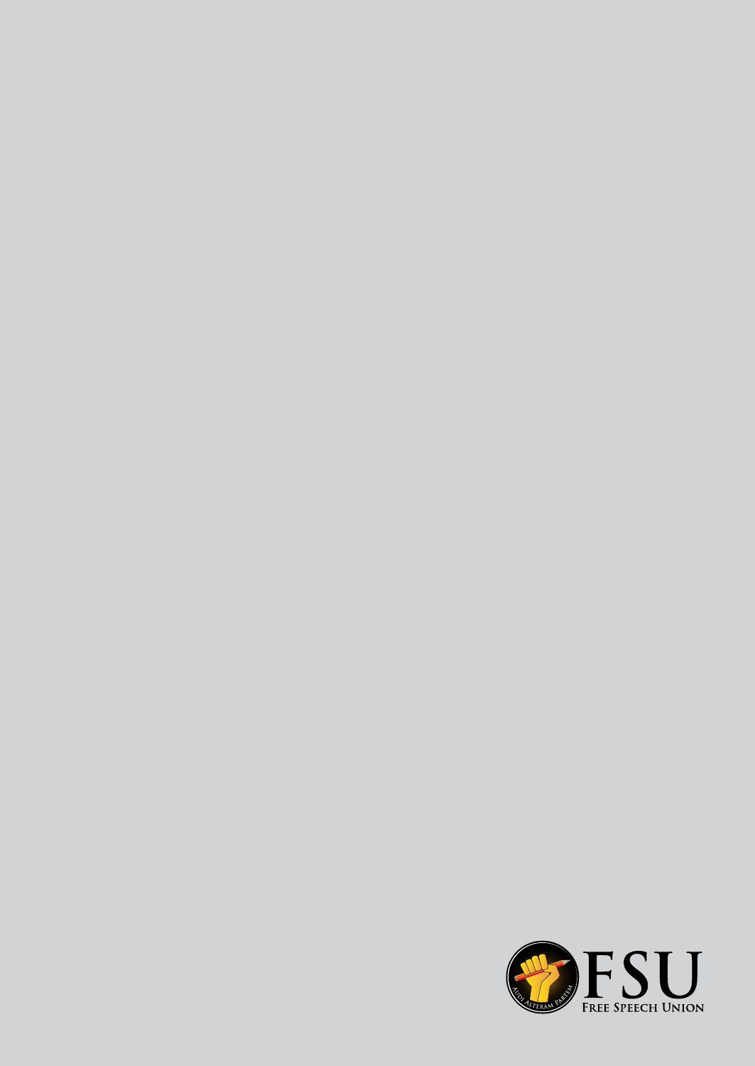Audi Alteram Partem

FSU

Free Speech Union